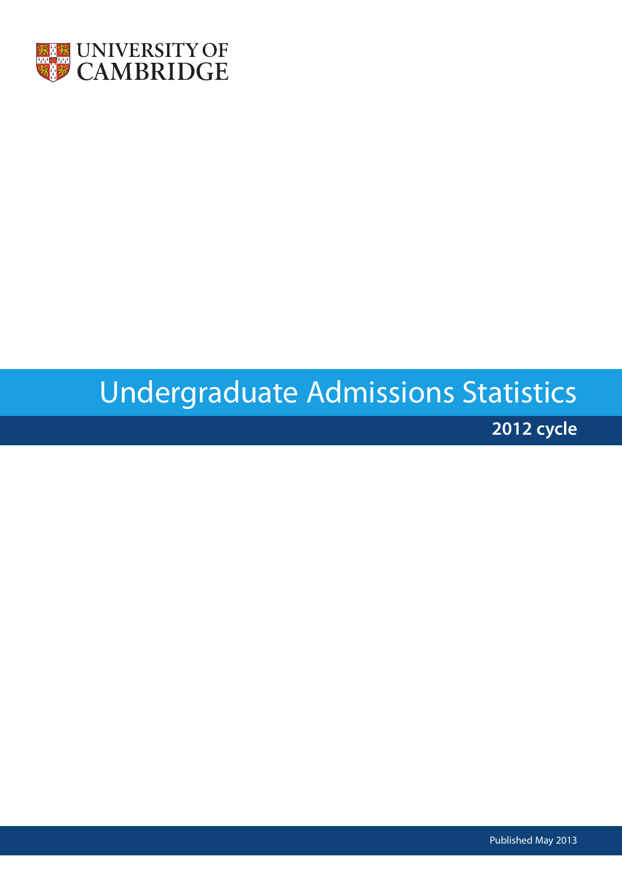UNIVERSITY OF CAMBRIDGE

# Undergraduate Admissions Statistics

## 2012 cycle

Published May 2013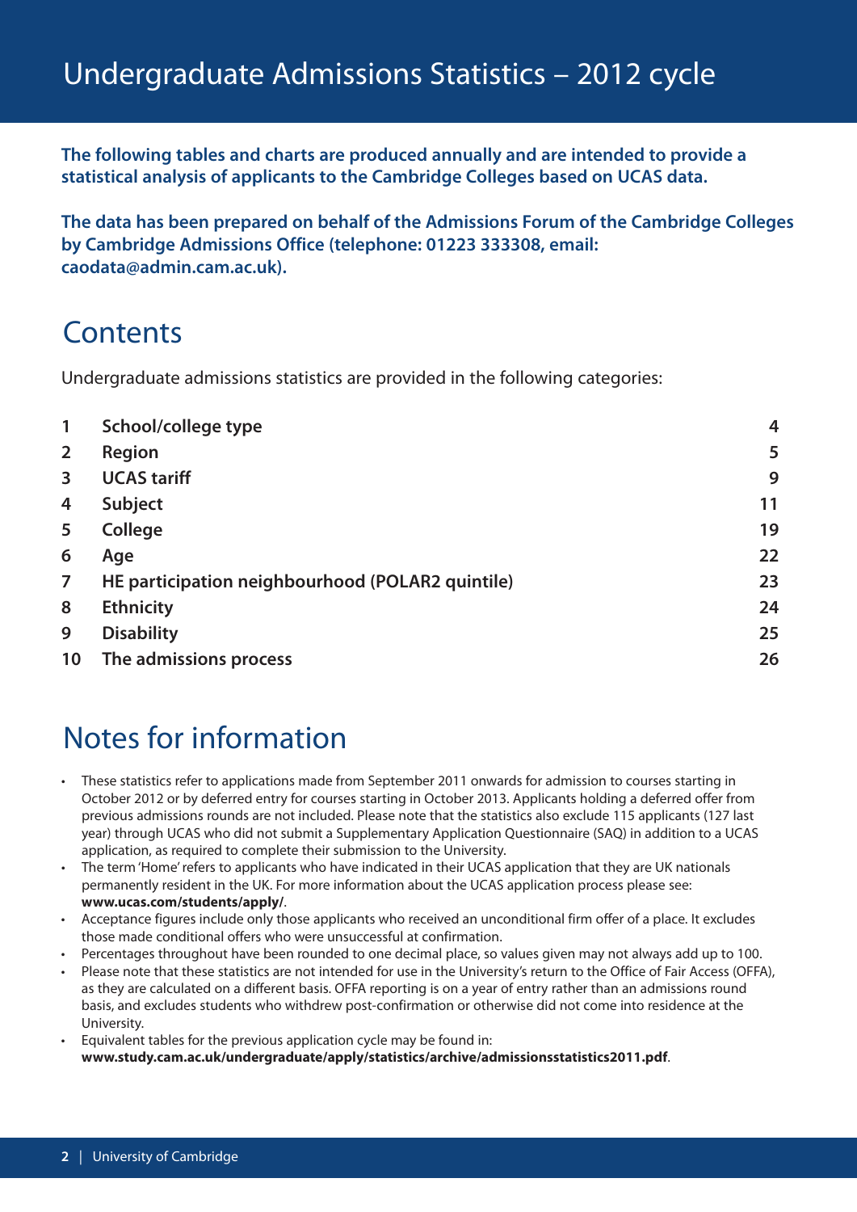# Undergraduate Admissions Statistics – 2012 cycle

**The following tables and charts are produced annually and are intended to provide a statistical analysis of applicants to the Cambridge Colleges based on UCAS data.**

**The data has been prepared on behalf of the Admissions Forum of the Cambridge Colleges by Cambridge Admissions Office (telephone: 01223 333308, email: caodata@admin.cam.ac.uk).**

## Contents

Undergraduate admissions statistics are provided in the following categories:

| | | |
|---|---|---|
| **1** | **School/college type** | **4** |
| **2** | **Region** | **5** |
| **3** | **UCAS tariff** | **9** |
| **4** | **Subject** | **11** |
| **5** | **College** | **19** |
| **6** | **Age** | **22** |
| **7** | **HE participation neighbourhood (POLAR2 quintile)** | **23** |
| **8** | **Ethnicity** | **24** |
| **9** | **Disability** | **25** |
| **10** | **The admissions process** | **26** |

## Notes for information

- These statistics refer to applications made from September 2011 onwards for admission to courses starting in October 2012 or by deferred entry for courses starting in October 2013. Applicants holding a deferred offer from previous admissions rounds are not included. Please note that the statistics also exclude 115 applicants (127 last year) through UCAS who did not submit a Supplementary Application Questionnaire (SAQ) in addition to a UCAS application, as required to complete their submission to the University.
- The term 'Home' refers to applicants who have indicated in their UCAS application that they are UK nationals permanently resident in the UK. For more information about the UCAS application process please see: **www.ucas.com/students/apply/**.
- Acceptance figures include only those applicants who received an unconditional firm offer of a place. It excludes those made conditional offers who were unsuccessful at confirmation.
- Percentages throughout have been rounded to one decimal place, so values given may not always add up to 100.
- Please note that these statistics are not intended for use in the University's return to the Office of Fair Access (OFFA), as they are calculated on a different basis. OFFA reporting is on a year of entry rather than an admissions round basis, and excludes students who withdrew post-confirmation or otherwise did not come into residence at the University.
- Equivalent tables for the previous application cycle may be found in: **www.study.cam.ac.uk/undergraduate/apply/statistics/archive/admissionsstatistics2011.pdf**.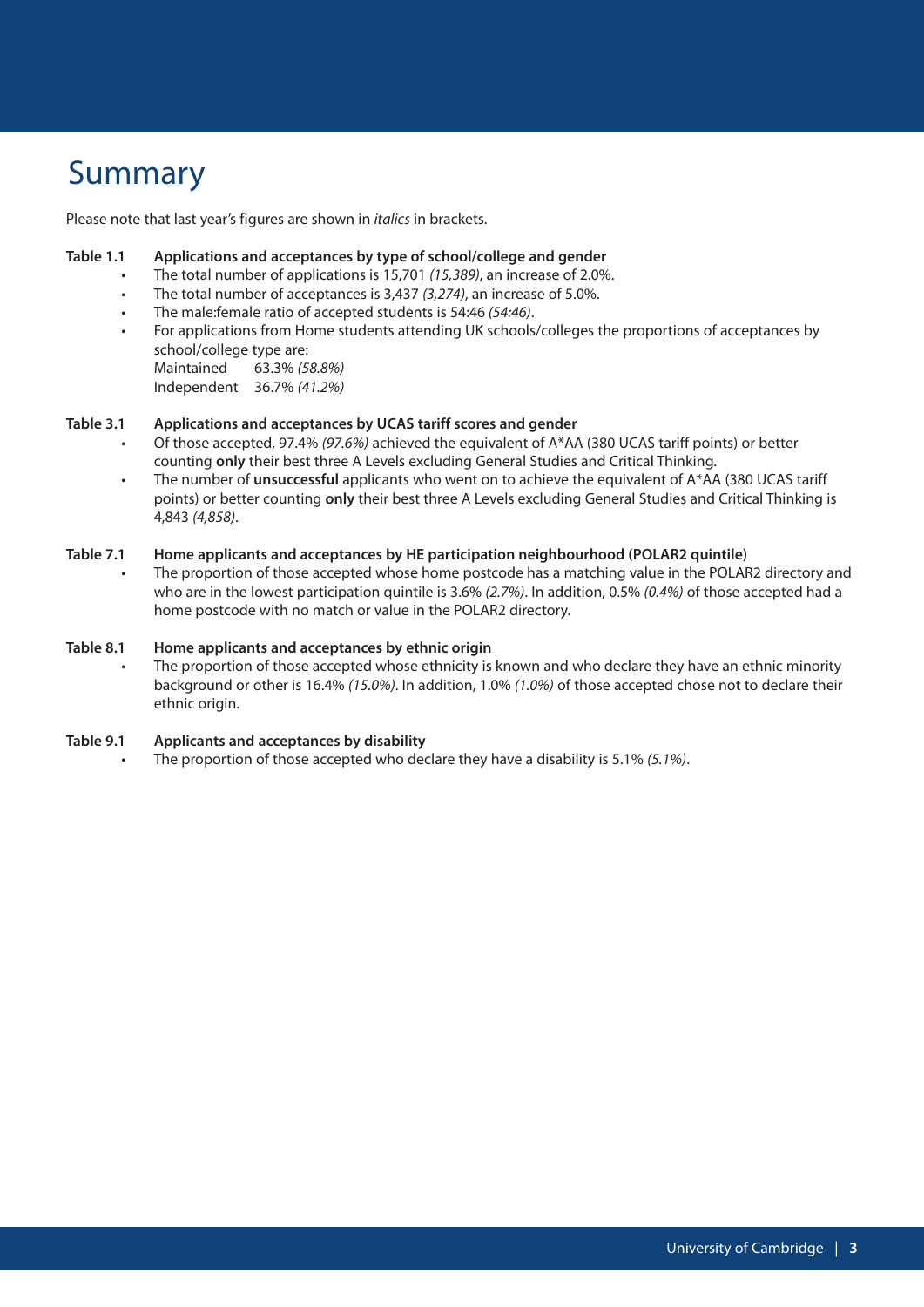# Summary

Please note that last year's figures are shown in *italics* in brackets.

**Table 1.1 Applications and acceptances by type of school/college and gender**

- The total number of applications is 15,701 *(15,389)*, an increase of 2.0%.
- The total number of acceptances is 3,437 *(3,274)*, an increase of 5.0%.
- The male:female ratio of accepted students is 54:46 *(54:46)*.
- For applications from Home students attending UK schools/colleges the proportions of acceptances by school/college type are:
  Maintained 63.3% *(58.8%)*
  Independent 36.7% *(41.2%)*

**Table 3.1 Applications and acceptances by UCAS tariff scores and gender**

- Of those accepted, 97.4% *(97.6%)* achieved the equivalent of A*AA (380 UCAS tariff points) or better counting **only** their best three A Levels excluding General Studies and Critical Thinking.
- The number of **unsuccessful** applicants who went on to achieve the equivalent of A*AA (380 UCAS tariff points) or better counting **only** their best three A Levels excluding General Studies and Critical Thinking is 4,843 *(4,858)*.

**Table 7.1 Home applicants and acceptances by HE participation neighbourhood (POLAR2 quintile)**

- The proportion of those accepted whose home postcode has a matching value in the POLAR2 directory and who are in the lowest participation quintile is 3.6% *(2.7%)*. In addition, 0.5% *(0.4%)* of those accepted had a home postcode with no match or value in the POLAR2 directory.

**Table 8.1 Home applicants and acceptances by ethnic origin**

- The proportion of those accepted whose ethnicity is known and who declare they have an ethnic minority background or other is 16.4% *(15.0%)*. In addition, 1.0% *(1.0%)* of those accepted chose not to declare their ethnic origin.

**Table 9.1 Applicants and acceptances by disability**

- The proportion of those accepted who declare they have a disability is 5.1% *(5.1%)*.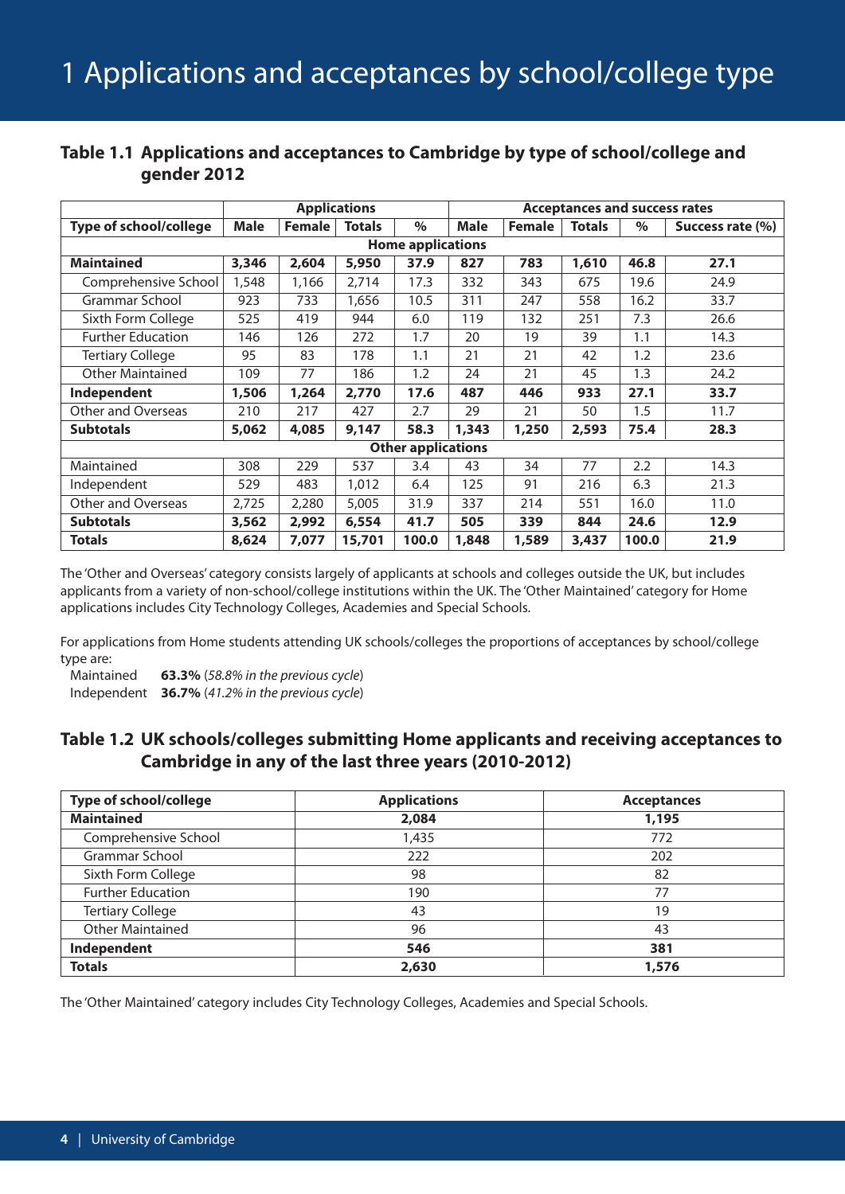# 1 Applications and acceptances by school/college type

### Table 1.1 Applications and acceptances to Cambridge by type of school/college and gender 2012

| | Applications | | | | Acceptances and success rates | | | | |
|---|---|---|---|---|---|---|---|---|---|
| **Type of school/college** | **Male** | **Female** | **Totals** | **%** | **Male** | **Female** | **Totals** | **%** | **Success rate (%)** |
| **Home applications** | | | | | | | | | |
| **Maintained** | **3,346** | **2,604** | **5,950** | **37.9** | **827** | **783** | **1,610** | **46.8** | **27.1** |
| Comprehensive School | 1,548 | 1,166 | 2,714 | 17.3 | 332 | 343 | 675 | 19.6 | 24.9 |
| Grammar School | 923 | 733 | 1,656 | 10.5 | 311 | 247 | 558 | 16.2 | 33.7 |
| Sixth Form College | 525 | 419 | 944 | 6.0 | 119 | 132 | 251 | 7.3 | 26.6 |
| Further Education | 146 | 126 | 272 | 1.7 | 20 | 19 | 39 | 1.1 | 14.3 |
| Tertiary College | 95 | 83 | 178 | 1.1 | 21 | 21 | 42 | 1.2 | 23.6 |
| Other Maintained | 109 | 77 | 186 | 1.2 | 24 | 21 | 45 | 1.3 | 24.2 |
| **Independent** | **1,506** | **1,264** | **2,770** | **17.6** | **487** | **446** | **933** | **27.1** | **33.7** |
| Other and Overseas | 210 | 217 | 427 | 2.7 | 29 | 21 | 50 | 1.5 | 11.7 |
| **Subtotals** | **5,062** | **4,085** | **9,147** | **58.3** | **1,343** | **1,250** | **2,593** | **75.4** | **28.3** |
| **Other applications** | | | | | | | | | |
| Maintained | 308 | 229 | 537 | 3.4 | 43 | 34 | 77 | 2.2 | 14.3 |
| Independent | 529 | 483 | 1,012 | 6.4 | 125 | 91 | 216 | 6.3 | 21.3 |
| Other and Overseas | 2,725 | 2,280 | 5,005 | 31.9 | 337 | 214 | 551 | 16.0 | 11.0 |
| **Subtotals** | **3,562** | **2,992** | **6,554** | **41.7** | **505** | **339** | **844** | **24.6** | **12.9** |
| **Totals** | **8,624** | **7,077** | **15,701** | **100.0** | **1,848** | **1,589** | **3,437** | **100.0** | **21.9** |

The 'Other and Overseas' category consists largely of applicants at schools and colleges outside the UK, but includes applicants from a variety of non-school/college institutions within the UK. The 'Other Maintained' category for Home applications includes City Technology Colleges, Academies and Special Schools.

For applications from Home students attending UK schools/colleges the proportions of acceptances by school/college type are:

Maintained **63.3%** (*58.8% in the previous cycle*)
Independent **36.7%** (*41.2% in the previous cycle*)

### Table 1.2 UK schools/colleges submitting Home applicants and receiving acceptances to Cambridge in any of the last three years (2010-2012)

| Type of school/college | Applications | Acceptances |
|---|---|---|
| **Maintained** | **2,084** | **1,195** |
| Comprehensive School | 1,435 | 772 |
| Grammar School | 222 | 202 |
| Sixth Form College | 98 | 82 |
| Further Education | 190 | 77 |
| Tertiary College | 43 | 19 |
| Other Maintained | 96 | 43 |
| **Independent** | **546** | **381** |
| **Totals** | **2,630** | **1,576** |

The 'Other Maintained' category includes City Technology Colleges, Academies and Special Schools.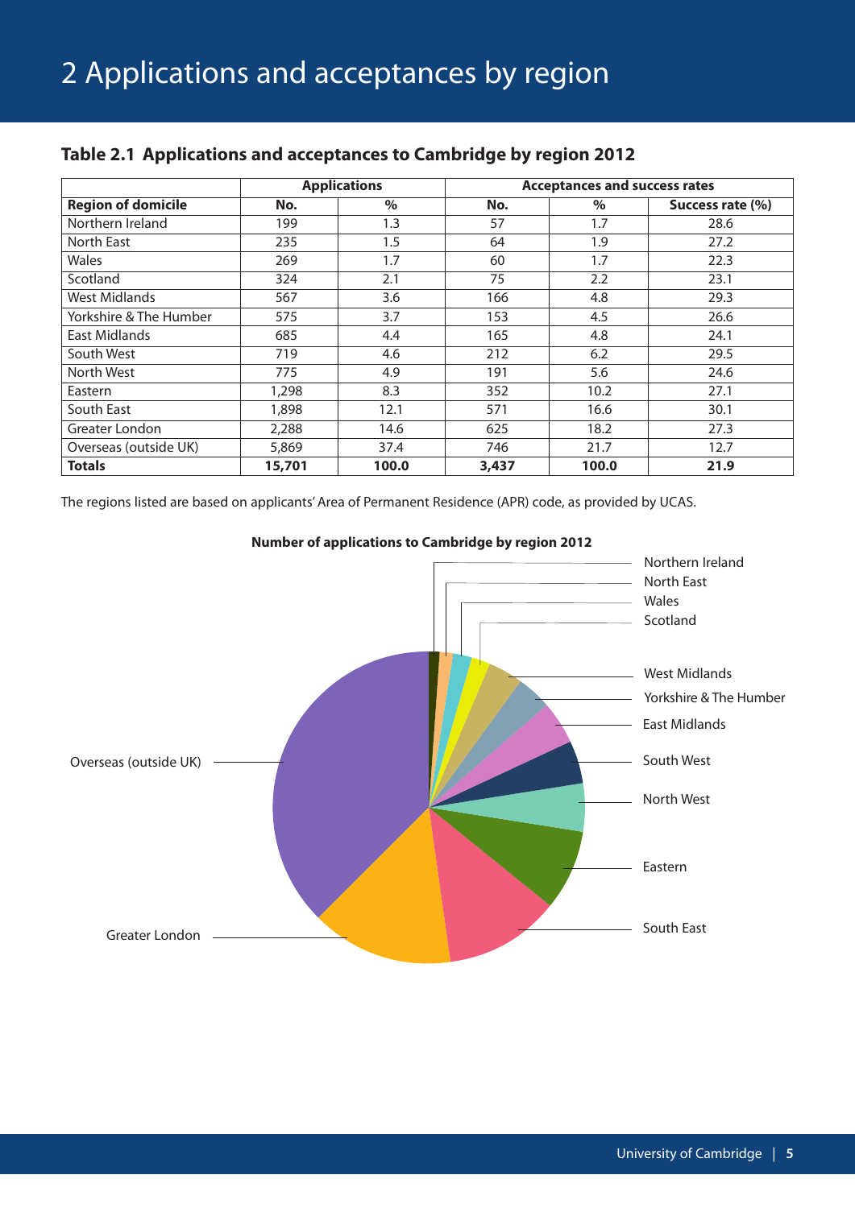# 2 Applications and acceptances by region

## Table 2.1 Applications and acceptances to Cambridge by region 2012

| | Applications | | Acceptances and success rates | | |
|---|---|---|---|---|---|
| **Region of domicile** | **No.** | **%** | **No.** | **%** | **Success rate (%)** |
| Northern Ireland | 199 | 1.3 | 57 | 1.7 | 28.6 |
| North East | 235 | 1.5 | 64 | 1.9 | 27.2 |
| Wales | 269 | 1.7 | 60 | 1.7 | 22.3 |
| Scotland | 324 | 2.1 | 75 | 2.2 | 23.1 |
| West Midlands | 567 | 3.6 | 166 | 4.8 | 29.3 |
| Yorkshire & The Humber | 575 | 3.7 | 153 | 4.5 | 26.6 |
| East Midlands | 685 | 4.4 | 165 | 4.8 | 24.1 |
| South West | 719 | 4.6 | 212 | 6.2 | 29.5 |
| North West | 775 | 4.9 | 191 | 5.6 | 24.6 |
| Eastern | 1,298 | 8.3 | 352 | 10.2 | 27.1 |
| South East | 1,898 | 12.1 | 571 | 16.6 | 30.1 |
| Greater London | 2,288 | 14.6 | 625 | 18.2 | 27.3 |
| Overseas (outside UK) | 5,869 | 37.4 | 746 | 21.7 | 12.7 |
| **Totals** | **15,701** | **100.0** | **3,437** | **100.0** | **21.9** |

The regions listed are based on applicants' Area of Permanent Residence (APR) code, as provided by UCAS.

**Number of applications to Cambridge by region 2012**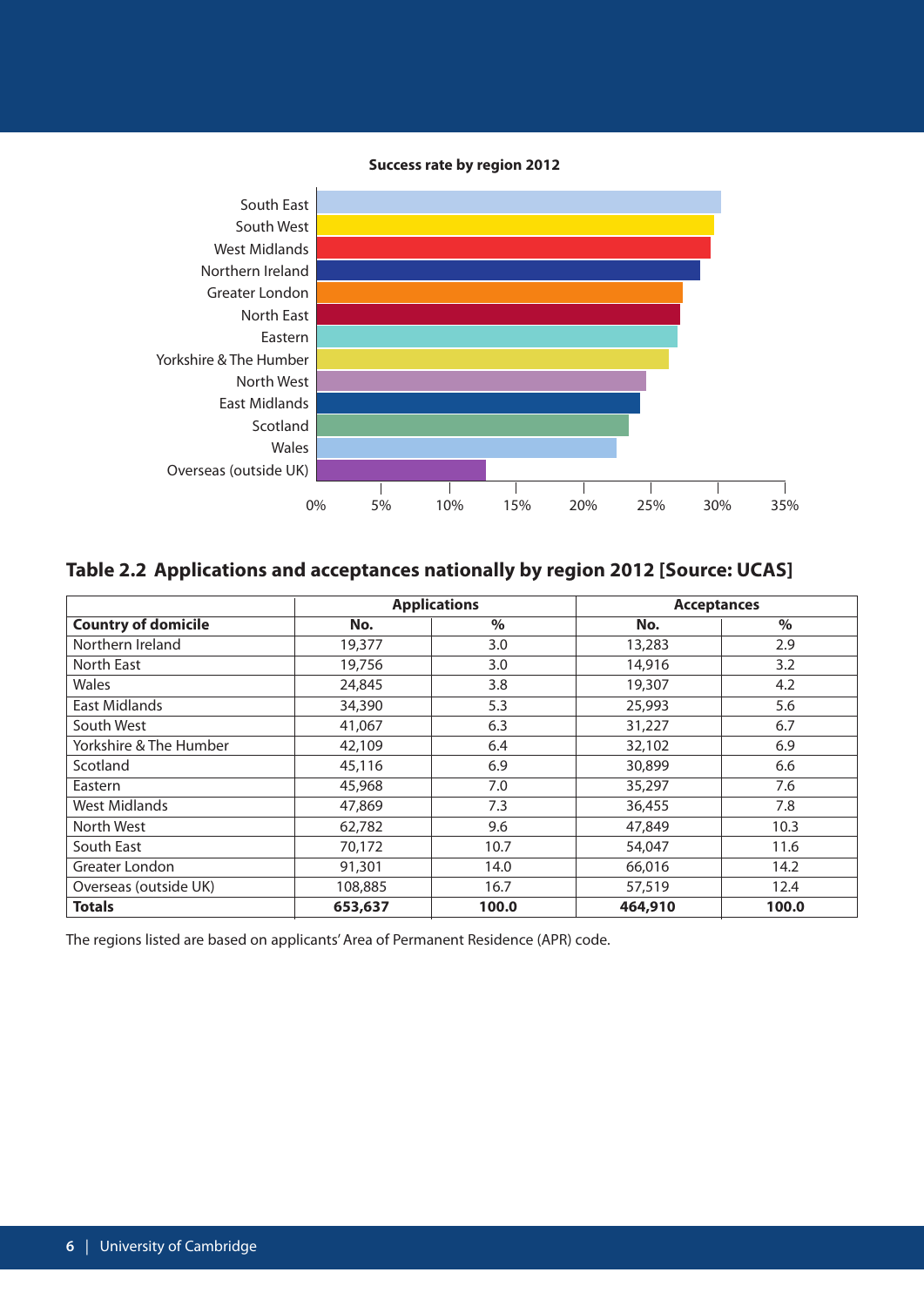**Success rate by region 2012**

Regions shown (in order): South East, South West, West Midlands, Northern Ireland, Greater London, North East, Eastern, Yorkshire & The Humber, North West, East Midlands, Scotland, Wales, Overseas (outside UK)

Axis: 0%, 5%, 10%, 15%, 20%, 25%, 30%, 35%

## Table 2.2 Applications and acceptances nationally by region 2012 [Source: UCAS]

| | Applications | | Acceptances | |
|---|---|---|---|---|
| **Country of domicile** | **No.** | **%** | **No.** | **%** |
| Northern Ireland | 19,377 | 3.0 | 13,283 | 2.9 |
| North East | 19,756 | 3.0 | 14,916 | 3.2 |
| Wales | 24,845 | 3.8 | 19,307 | 4.2 |
| East Midlands | 34,390 | 5.3 | 25,993 | 5.6 |
| South West | 41,067 | 6.3 | 31,227 | 6.7 |
| Yorkshire & The Humber | 42,109 | 6.4 | 32,102 | 6.9 |
| Scotland | 45,116 | 6.9 | 30,899 | 6.6 |
| Eastern | 45,968 | 7.0 | 35,297 | 7.6 |
| West Midlands | 47,869 | 7.3 | 36,455 | 7.8 |
| North West | 62,782 | 9.6 | 47,849 | 10.3 |
| South East | 70,172 | 10.7 | 54,047 | 11.6 |
| Greater London | 91,301 | 14.0 | 66,016 | 14.2 |
| Overseas (outside UK) | 108,885 | 16.7 | 57,519 | 12.4 |
| **Totals** | **653,637** | **100.0** | **464,910** | **100.0** |

The regions listed are based on applicants' Area of Permanent Residence (APR) code.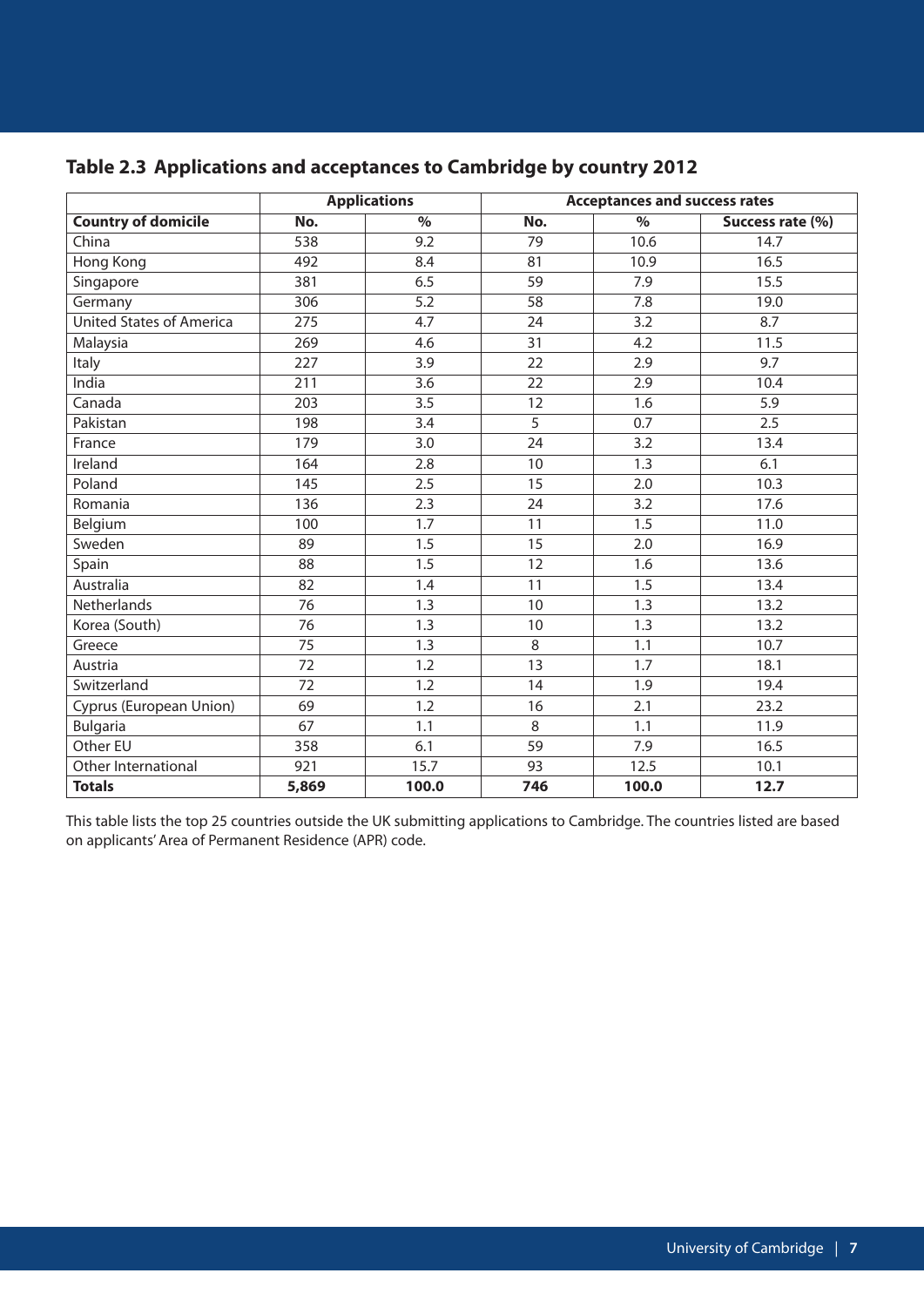## Table 2.3 Applications and acceptances to Cambridge by country 2012

| | Applications | | Acceptances and success rates | | |
|---|---|---|---|---|---|
| **Country of domicile** | **No.** | **%** | **No.** | **%** | **Success rate (%)** |
| China | 538 | 9.2 | 79 | 10.6 | 14.7 |
| Hong Kong | 492 | 8.4 | 81 | 10.9 | 16.5 |
| Singapore | 381 | 6.5 | 59 | 7.9 | 15.5 |
| Germany | 306 | 5.2 | 58 | 7.8 | 19.0 |
| United States of America | 275 | 4.7 | 24 | 3.2 | 8.7 |
| Malaysia | 269 | 4.6 | 31 | 4.2 | 11.5 |
| Italy | 227 | 3.9 | 22 | 2.9 | 9.7 |
| India | 211 | 3.6 | 22 | 2.9 | 10.4 |
| Canada | 203 | 3.5 | 12 | 1.6 | 5.9 |
| Pakistan | 198 | 3.4 | 5 | 0.7 | 2.5 |
| France | 179 | 3.0 | 24 | 3.2 | 13.4 |
| Ireland | 164 | 2.8 | 10 | 1.3 | 6.1 |
| Poland | 145 | 2.5 | 15 | 2.0 | 10.3 |
| Romania | 136 | 2.3 | 24 | 3.2 | 17.6 |
| Belgium | 100 | 1.7 | 11 | 1.5 | 11.0 |
| Sweden | 89 | 1.5 | 15 | 2.0 | 16.9 |
| Spain | 88 | 1.5 | 12 | 1.6 | 13.6 |
| Australia | 82 | 1.4 | 11 | 1.5 | 13.4 |
| Netherlands | 76 | 1.3 | 10 | 1.3 | 13.2 |
| Korea (South) | 76 | 1.3 | 10 | 1.3 | 13.2 |
| Greece | 75 | 1.3 | 8 | 1.1 | 10.7 |
| Austria | 72 | 1.2 | 13 | 1.7 | 18.1 |
| Switzerland | 72 | 1.2 | 14 | 1.9 | 19.4 |
| Cyprus (European Union) | 69 | 1.2 | 16 | 2.1 | 23.2 |
| Bulgaria | 67 | 1.1 | 8 | 1.1 | 11.9 |
| Other EU | 358 | 6.1 | 59 | 7.9 | 16.5 |
| Other International | 921 | 15.7 | 93 | 12.5 | 10.1 |
| **Totals** | **5,869** | **100.0** | **746** | **100.0** | **12.7** |

This table lists the top 25 countries outside the UK submitting applications to Cambridge. The countries listed are based on applicants' Area of Permanent Residence (APR) code.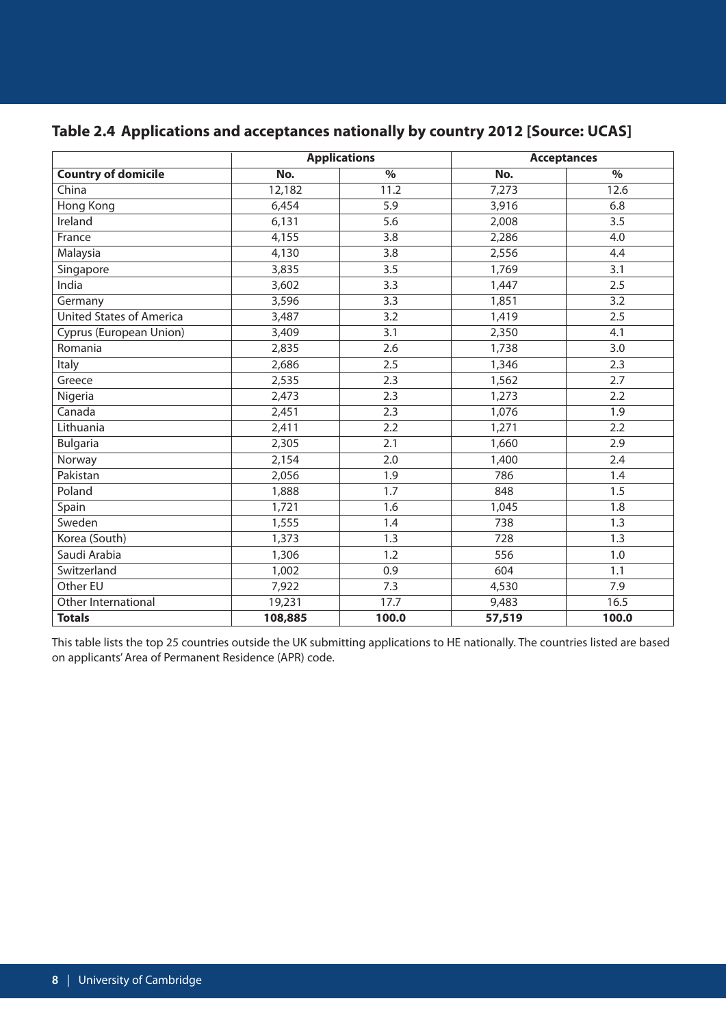## Table 2.4 Applications and acceptances nationally by country 2012 [Source: UCAS]

| | Applications | | Acceptances | |
|---|---|---|---|---|
| **Country of domicile** | **No.** | **%** | **No.** | **%** |
| China | 12,182 | 11.2 | 7,273 | 12.6 |
| Hong Kong | 6,454 | 5.9 | 3,916 | 6.8 |
| Ireland | 6,131 | 5.6 | 2,008 | 3.5 |
| France | 4,155 | 3.8 | 2,286 | 4.0 |
| Malaysia | 4,130 | 3.8 | 2,556 | 4.4 |
| Singapore | 3,835 | 3.5 | 1,769 | 3.1 |
| India | 3,602 | 3.3 | 1,447 | 2.5 |
| Germany | 3,596 | 3.3 | 1,851 | 3.2 |
| United States of America | 3,487 | 3.2 | 1,419 | 2.5 |
| Cyprus (European Union) | 3,409 | 3.1 | 2,350 | 4.1 |
| Romania | 2,835 | 2.6 | 1,738 | 3.0 |
| Italy | 2,686 | 2.5 | 1,346 | 2.3 |
| Greece | 2,535 | 2.3 | 1,562 | 2.7 |
| Nigeria | 2,473 | 2.3 | 1,273 | 2.2 |
| Canada | 2,451 | 2.3 | 1,076 | 1.9 |
| Lithuania | 2,411 | 2.2 | 1,271 | 2.2 |
| Bulgaria | 2,305 | 2.1 | 1,660 | 2.9 |
| Norway | 2,154 | 2.0 | 1,400 | 2.4 |
| Pakistan | 2,056 | 1.9 | 786 | 1.4 |
| Poland | 1,888 | 1.7 | 848 | 1.5 |
| Spain | 1,721 | 1.6 | 1,045 | 1.8 |
| Sweden | 1,555 | 1.4 | 738 | 1.3 |
| Korea (South) | 1,373 | 1.3 | 728 | 1.3 |
| Saudi Arabia | 1,306 | 1.2 | 556 | 1.0 |
| Switzerland | 1,002 | 0.9 | 604 | 1.1 |
| Other EU | 7,922 | 7.3 | 4,530 | 7.9 |
| Other International | 19,231 | 17.7 | 9,483 | 16.5 |
| **Totals** | **108,885** | **100.0** | **57,519** | **100.0** |

This table lists the top 25 countries outside the UK submitting applications to HE nationally. The countries listed are based on applicants' Area of Permanent Residence (APR) code.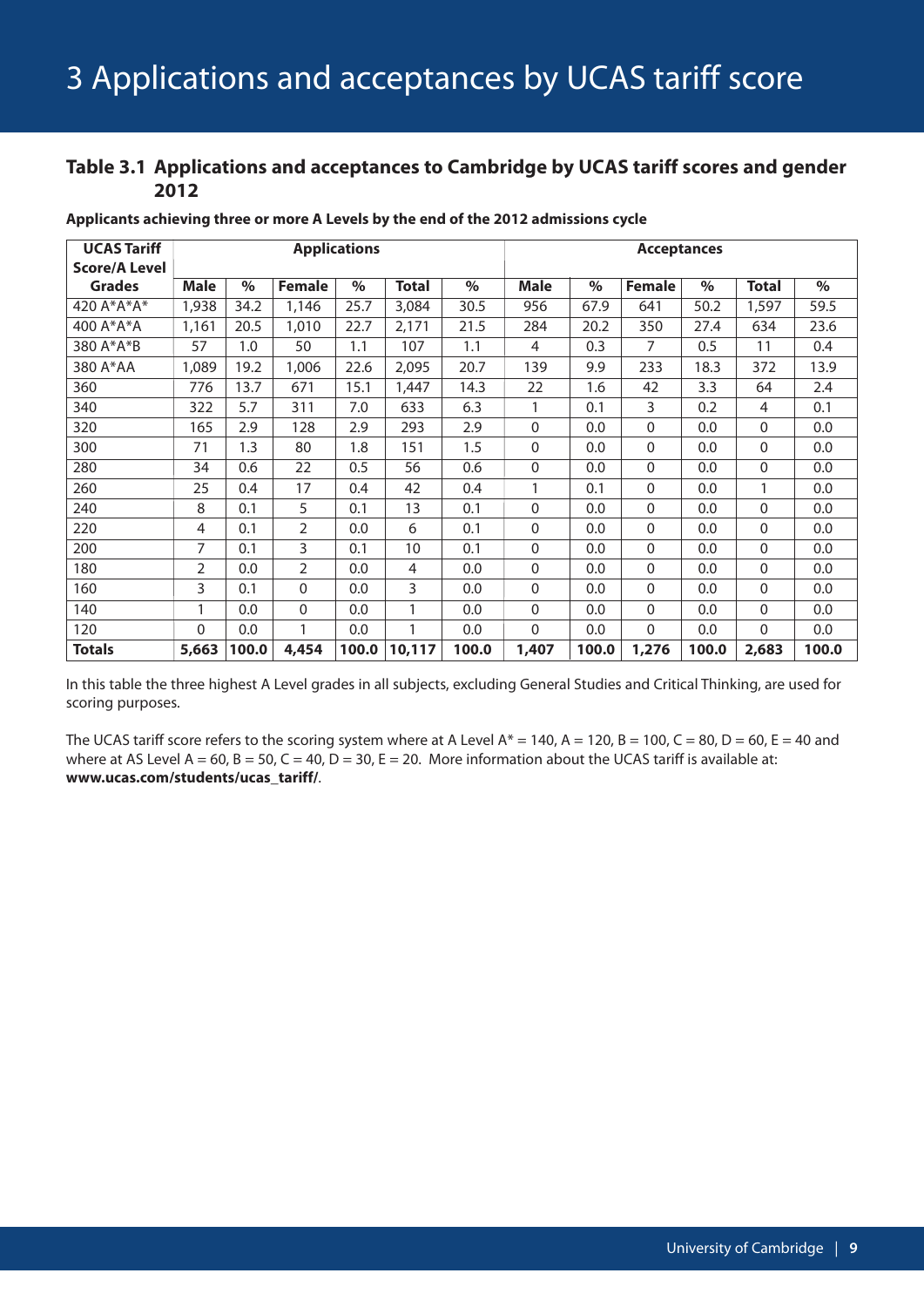# 3 Applications and acceptances by UCAS tariff score

## Table 3.1 Applications and acceptances to Cambridge by UCAS tariff scores and gender 2012

**Applicants achieving three or more A Levels by the end of the 2012 admissions cycle**

| UCAS Tariff Score/A Level Grades | Applications | | | | | | Acceptances | | | | | |
|---|---|---|---|---|---|---|---|---|---|---|---|---|
| | Male | % | Female | % | Total | % | Male | % | Female | % | Total | % |
| 420 A*A*A* | 1,938 | 34.2 | 1,146 | 25.7 | 3,084 | 30.5 | 956 | 67.9 | 641 | 50.2 | 1,597 | 59.5 |
| 400 A*A*A | 1,161 | 20.5 | 1,010 | 22.7 | 2,171 | 21.5 | 284 | 20.2 | 350 | 27.4 | 634 | 23.6 |
| 380 A*A*B | 57 | 1.0 | 50 | 1.1 | 107 | 1.1 | 4 | 0.3 | 7 | 0.5 | 11 | 0.4 |
| 380 A*AA | 1,089 | 19.2 | 1,006 | 22.6 | 2,095 | 20.7 | 139 | 9.9 | 233 | 18.3 | 372 | 13.9 |
| 360 | 776 | 13.7 | 671 | 15.1 | 1,447 | 14.3 | 22 | 1.6 | 42 | 3.3 | 64 | 2.4 |
| 340 | 322 | 5.7 | 311 | 7.0 | 633 | 6.3 | 1 | 0.1 | 3 | 0.2 | 4 | 0.1 |
| 320 | 165 | 2.9 | 128 | 2.9 | 293 | 2.9 | 0 | 0.0 | 0 | 0.0 | 0 | 0.0 |
| 300 | 71 | 1.3 | 80 | 1.8 | 151 | 1.5 | 0 | 0.0 | 0 | 0.0 | 0 | 0.0 |
| 280 | 34 | 0.6 | 22 | 0.5 | 56 | 0.6 | 0 | 0.0 | 0 | 0.0 | 0 | 0.0 |
| 260 | 25 | 0.4 | 17 | 0.4 | 42 | 0.4 | 1 | 0.1 | 0 | 0.0 | 1 | 0.0 |
| 240 | 8 | 0.1 | 5 | 0.1 | 13 | 0.1 | 0 | 0.0 | 0 | 0.0 | 0 | 0.0 |
| 220 | 4 | 0.1 | 2 | 0.0 | 6 | 0.1 | 0 | 0.0 | 0 | 0.0 | 0 | 0.0 |
| 200 | 7 | 0.1 | 3 | 0.1 | 10 | 0.1 | 0 | 0.0 | 0 | 0.0 | 0 | 0.0 |
| 180 | 2 | 0.0 | 2 | 0.0 | 4 | 0.0 | 0 | 0.0 | 0 | 0.0 | 0 | 0.0 |
| 160 | 3 | 0.1 | 0 | 0.0 | 3 | 0.0 | 0 | 0.0 | 0 | 0.0 | 0 | 0.0 |
| 140 | 1 | 0.0 | 0 | 0.0 | 1 | 0.0 | 0 | 0.0 | 0 | 0.0 | 0 | 0.0 |
| 120 | 0 | 0.0 | 1 | 0.0 | 1 | 0.0 | 0 | 0.0 | 0 | 0.0 | 0 | 0.0 |
| **Totals** | **5,663** | **100.0** | **4,454** | **100.0** | **10,117** | **100.0** | **1,407** | **100.0** | **1,276** | **100.0** | **2,683** | **100.0** |

In this table the three highest A Level grades in all subjects, excluding General Studies and Critical Thinking, are used for scoring purposes.

The UCAS tariff score refers to the scoring system where at A Level A* = 140, A = 120, B = 100, C = 80, D = 60, E = 40 and where at AS Level A = 60, B = 50, C = 40, D = 30, E = 20. More information about the UCAS tariff is available at: **www.ucas.com/students/ucas_tariff/**.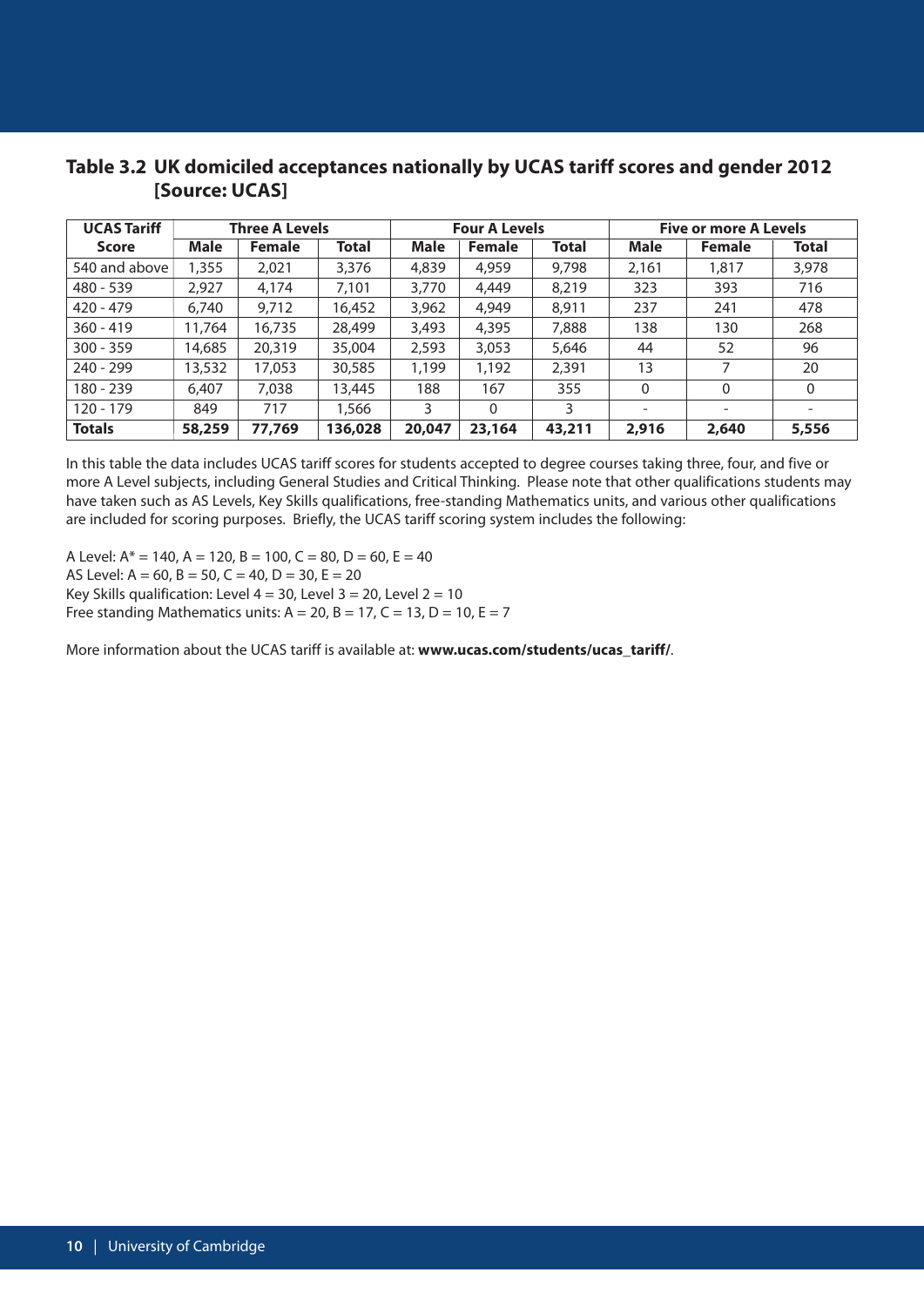## Table 3.2 UK domiciled acceptances nationally by UCAS tariff scores and gender 2012 [Source: UCAS]

| UCAS Tariff Score | Three A Levels | | | Four A Levels | | | Five or more A Levels | | |
|---|---|---|---|---|---|---|---|---|---|
| | Male | Female | Total | Male | Female | Total | Male | Female | Total |
| 540 and above | 1,355 | 2,021 | 3,376 | 4,839 | 4,959 | 9,798 | 2,161 | 1,817 | 3,978 |
| 480 - 539 | 2,927 | 4,174 | 7,101 | 3,770 | 4,449 | 8,219 | 323 | 393 | 716 |
| 420 - 479 | 6,740 | 9,712 | 16,452 | 3,962 | 4,949 | 8,911 | 237 | 241 | 478 |
| 360 - 419 | 11,764 | 16,735 | 28,499 | 3,493 | 4,395 | 7,888 | 138 | 130 | 268 |
| 300 - 359 | 14,685 | 20,319 | 35,004 | 2,593 | 3,053 | 5,646 | 44 | 52 | 96 |
| 240 - 299 | 13,532 | 17,053 | 30,585 | 1,199 | 1,192 | 2,391 | 13 | 7 | 20 |
| 180 - 239 | 6,407 | 7,038 | 13,445 | 188 | 167 | 355 | 0 | 0 | 0 |
| 120 - 179 | 849 | 717 | 1,566 | 3 | 0 | 3 | - | - | - |
| **Totals** | **58,259** | **77,769** | **136,028** | **20,047** | **23,164** | **43,211** | **2,916** | **2,640** | **5,556** |

In this table the data includes UCAS tariff scores for students accepted to degree courses taking three, four, and five or more A Level subjects, including General Studies and Critical Thinking. Please note that other qualifications students may have taken such as AS Levels, Key Skills qualifications, free-standing Mathematics units, and various other qualifications are included for scoring purposes. Briefly, the UCAS tariff scoring system includes the following:

A Level: A* = 140, A = 120, B = 100, C = 80, D = 60, E = 40
AS Level: A = 60, B = 50, C = 40, D = 30, E = 20
Key Skills qualification: Level 4 = 30, Level 3 = 20, Level 2 = 10
Free standing Mathematics units: A = 20, B = 17, C = 13, D = 10, E = 7

More information about the UCAS tariff is available at: **www.ucas.com/students/ucas_tariff/**.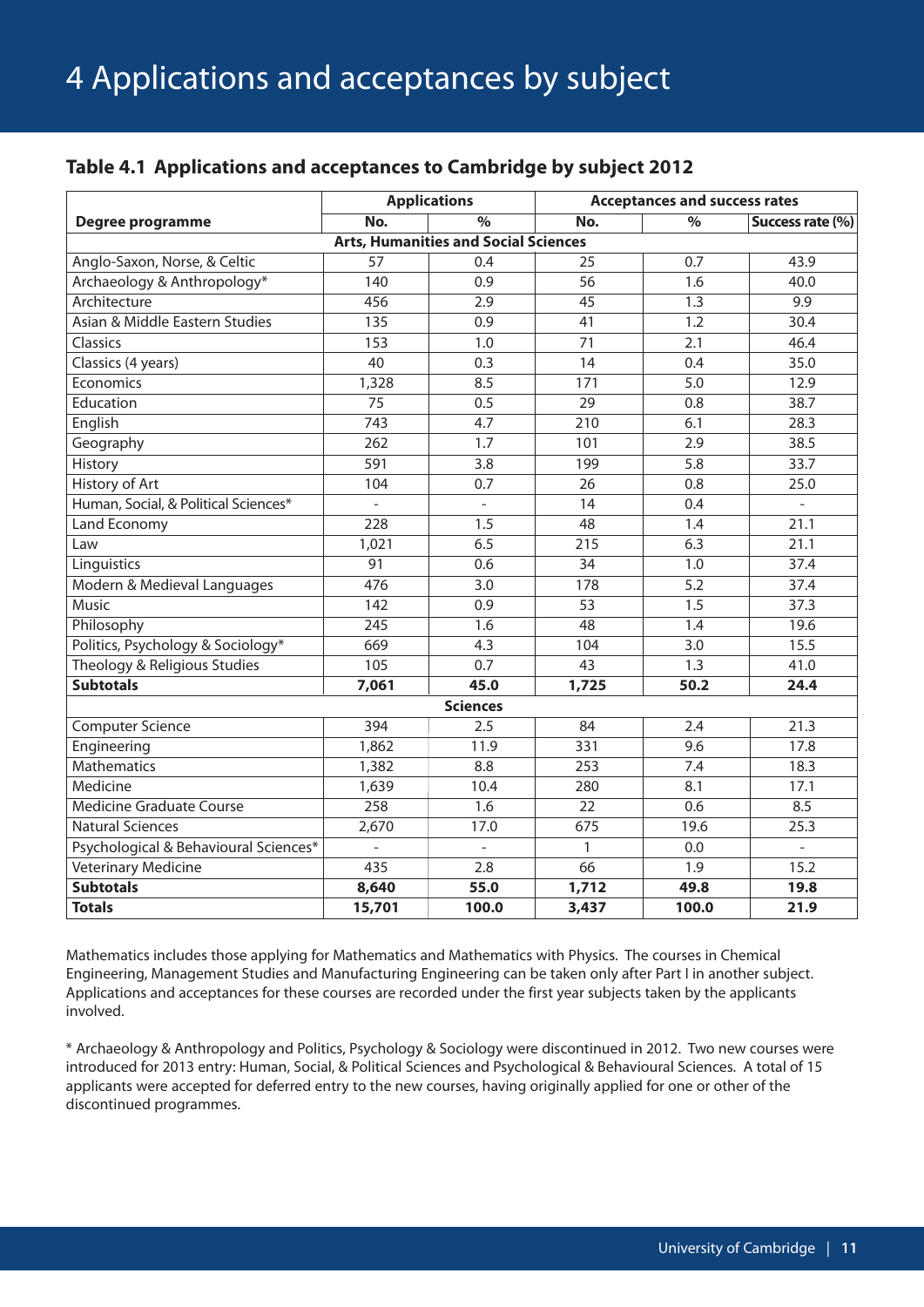# 4 Applications and acceptances by subject

## Table 4.1 Applications and acceptances to Cambridge by subject 2012

| Degree programme | Applications | | Acceptances and success rates | | |
|---|---|---|---|---|---|
| | No. | % | No. | % | Success rate (%) |
| **Arts, Humanities and Social Sciences** | | | | | |
| Anglo-Saxon, Norse, & Celtic | 57 | 0.4 | 25 | 0.7 | 43.9 |
| Archaeology & Anthropology* | 140 | 0.9 | 56 | 1.6 | 40.0 |
| Architecture | 456 | 2.9 | 45 | 1.3 | 9.9 |
| Asian & Middle Eastern Studies | 135 | 0.9 | 41 | 1.2 | 30.4 |
| Classics | 153 | 1.0 | 71 | 2.1 | 46.4 |
| Classics (4 years) | 40 | 0.3 | 14 | 0.4 | 35.0 |
| Economics | 1,328 | 8.5 | 171 | 5.0 | 12.9 |
| Education | 75 | 0.5 | 29 | 0.8 | 38.7 |
| English | 743 | 4.7 | 210 | 6.1 | 28.3 |
| Geography | 262 | 1.7 | 101 | 2.9 | 38.5 |
| History | 591 | 3.8 | 199 | 5.8 | 33.7 |
| History of Art | 104 | 0.7 | 26 | 0.8 | 25.0 |
| Human, Social, & Political Sciences* | - | - | 14 | 0.4 | - |
| Land Economy | 228 | 1.5 | 48 | 1.4 | 21.1 |
| Law | 1,021 | 6.5 | 215 | 6.3 | 21.1 |
| Linguistics | 91 | 0.6 | 34 | 1.0 | 37.4 |
| Modern & Medieval Languages | 476 | 3.0 | 178 | 5.2 | 37.4 |
| Music | 142 | 0.9 | 53 | 1.5 | 37.3 |
| Philosophy | 245 | 1.6 | 48 | 1.4 | 19.6 |
| Politics, Psychology & Sociology* | 669 | 4.3 | 104 | 3.0 | 15.5 |
| Theology & Religious Studies | 105 | 0.7 | 43 | 1.3 | 41.0 |
| **Subtotals** | **7,061** | **45.0** | **1,725** | **50.2** | **24.4** |
| **Sciences** | | | | | |
| Computer Science | 394 | 2.5 | 84 | 2.4 | 21.3 |
| Engineering | 1,862 | 11.9 | 331 | 9.6 | 17.8 |
| Mathematics | 1,382 | 8.8 | 253 | 7.4 | 18.3 |
| Medicine | 1,639 | 10.4 | 280 | 8.1 | 17.1 |
| Medicine Graduate Course | 258 | 1.6 | 22 | 0.6 | 8.5 |
| Natural Sciences | 2,670 | 17.0 | 675 | 19.6 | 25.3 |
| Psychological & Behavioural Sciences* | - | - | 1 | 0.0 | - |
| Veterinary Medicine | 435 | 2.8 | 66 | 1.9 | 15.2 |
| **Subtotals** | **8,640** | **55.0** | **1,712** | **49.8** | **19.8** |
| **Totals** | **15,701** | **100.0** | **3,437** | **100.0** | **21.9** |

Mathematics includes those applying for Mathematics and Mathematics with Physics. The courses in Chemical Engineering, Management Studies and Manufacturing Engineering can be taken only after Part I in another subject. Applications and acceptances for these courses are recorded under the first year subjects taken by the applicants involved.

* Archaeology & Anthropology and Politics, Psychology & Sociology were discontinued in 2012. Two new courses were introduced for 2013 entry: Human, Social, & Political Sciences and Psychological & Behavioural Sciences. A total of 15 applicants were accepted for deferred entry to the new courses, having originally applied for one or other of the discontinued programmes.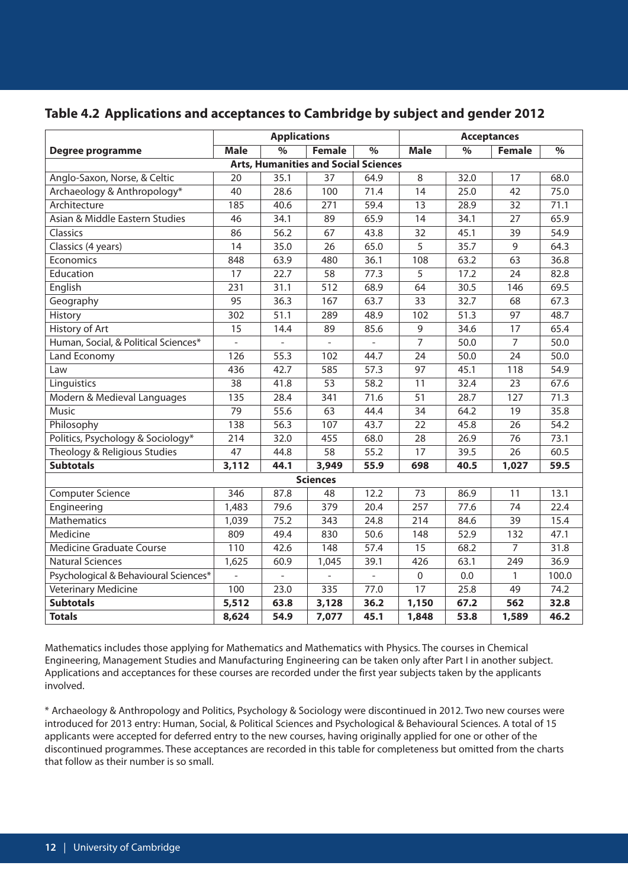## Table 4.2 Applications and acceptances to Cambridge by subject and gender 2012

| | Applications | | | | Acceptances | | | |
|---|---|---|---|---|---|---|---|---|
| **Degree programme** | **Male** | **%** | **Female** | **%** | **Male** | **%** | **Female** | **%** |
| **Arts, Humanities and Social Sciences** | | | | | | | | |
| Anglo-Saxon, Norse, & Celtic | 20 | 35.1 | 37 | 64.9 | 8 | 32.0 | 17 | 68.0 |
| Archaeology & Anthropology* | 40 | 28.6 | 100 | 71.4 | 14 | 25.0 | 42 | 75.0 |
| Architecture | 185 | 40.6 | 271 | 59.4 | 13 | 28.9 | 32 | 71.1 |
| Asian & Middle Eastern Studies | 46 | 34.1 | 89 | 65.9 | 14 | 34.1 | 27 | 65.9 |
| Classics | 86 | 56.2 | 67 | 43.8 | 32 | 45.1 | 39 | 54.9 |
| Classics (4 years) | 14 | 35.0 | 26 | 65.0 | 5 | 35.7 | 9 | 64.3 |
| Economics | 848 | 63.9 | 480 | 36.1 | 108 | 63.2 | 63 | 36.8 |
| Education | 17 | 22.7 | 58 | 77.3 | 5 | 17.2 | 24 | 82.8 |
| English | 231 | 31.1 | 512 | 68.9 | 64 | 30.5 | 146 | 69.5 |
| Geography | 95 | 36.3 | 167 | 63.7 | 33 | 32.7 | 68 | 67.3 |
| History | 302 | 51.1 | 289 | 48.9 | 102 | 51.3 | 97 | 48.7 |
| History of Art | 15 | 14.4 | 89 | 85.6 | 9 | 34.6 | 17 | 65.4 |
| Human, Social, & Political Sciences* | - | - | - | - | 7 | 50.0 | 7 | 50.0 |
| Land Economy | 126 | 55.3 | 102 | 44.7 | 24 | 50.0 | 24 | 50.0 |
| Law | 436 | 42.7 | 585 | 57.3 | 97 | 45.1 | 118 | 54.9 |
| Linguistics | 38 | 41.8 | 53 | 58.2 | 11 | 32.4 | 23 | 67.6 |
| Modern & Medieval Languages | 135 | 28.4 | 341 | 71.6 | 51 | 28.7 | 127 | 71.3 |
| Music | 79 | 55.6 | 63 | 44.4 | 34 | 64.2 | 19 | 35.8 |
| Philosophy | 138 | 56.3 | 107 | 43.7 | 22 | 45.8 | 26 | 54.2 |
| Politics, Psychology & Sociology* | 214 | 32.0 | 455 | 68.0 | 28 | 26.9 | 76 | 73.1 |
| Theology & Religious Studies | 47 | 44.8 | 58 | 55.2 | 17 | 39.5 | 26 | 60.5 |
| **Subtotals** | **3,112** | **44.1** | **3,949** | **55.9** | **698** | **40.5** | **1,027** | **59.5** |
| **Sciences** | | | | | | | | |
| Computer Science | 346 | 87.8 | 48 | 12.2 | 73 | 86.9 | 11 | 13.1 |
| Engineering | 1,483 | 79.6 | 379 | 20.4 | 257 | 77.6 | 74 | 22.4 |
| Mathematics | 1,039 | 75.2 | 343 | 24.8 | 214 | 84.6 | 39 | 15.4 |
| Medicine | 809 | 49.4 | 830 | 50.6 | 148 | 52.9 | 132 | 47.1 |
| Medicine Graduate Course | 110 | 42.6 | 148 | 57.4 | 15 | 68.2 | 7 | 31.8 |
| Natural Sciences | 1,625 | 60.9 | 1,045 | 39.1 | 426 | 63.1 | 249 | 36.9 |
| Psychological & Behavioural Sciences* | - | - | - | - | 0 | 0.0 | 1 | 100.0 |
| Veterinary Medicine | 100 | 23.0 | 335 | 77.0 | 17 | 25.8 | 49 | 74.2 |
| **Subtotals** | **5,512** | **63.8** | **3,128** | **36.2** | **1,150** | **67.2** | **562** | **32.8** |
| **Totals** | **8,624** | **54.9** | **7,077** | **45.1** | **1,848** | **53.8** | **1,589** | **46.2** |

Mathematics includes those applying for Mathematics and Mathematics with Physics. The courses in Chemical Engineering, Management Studies and Manufacturing Engineering can be taken only after Part I in another subject. Applications and acceptances for these courses are recorded under the first year subjects taken by the applicants involved.

* Archaeology & Anthropology and Politics, Psychology & Sociology were discontinued in 2012. Two new courses were introduced for 2013 entry: Human, Social, & Political Sciences and Psychological & Behavioural Sciences. A total of 15 applicants were accepted for deferred entry to the new courses, having originally applied for one or other of the discontinued programmes. These acceptances are recorded in this table for completeness but omitted from the charts that follow as their number is so small.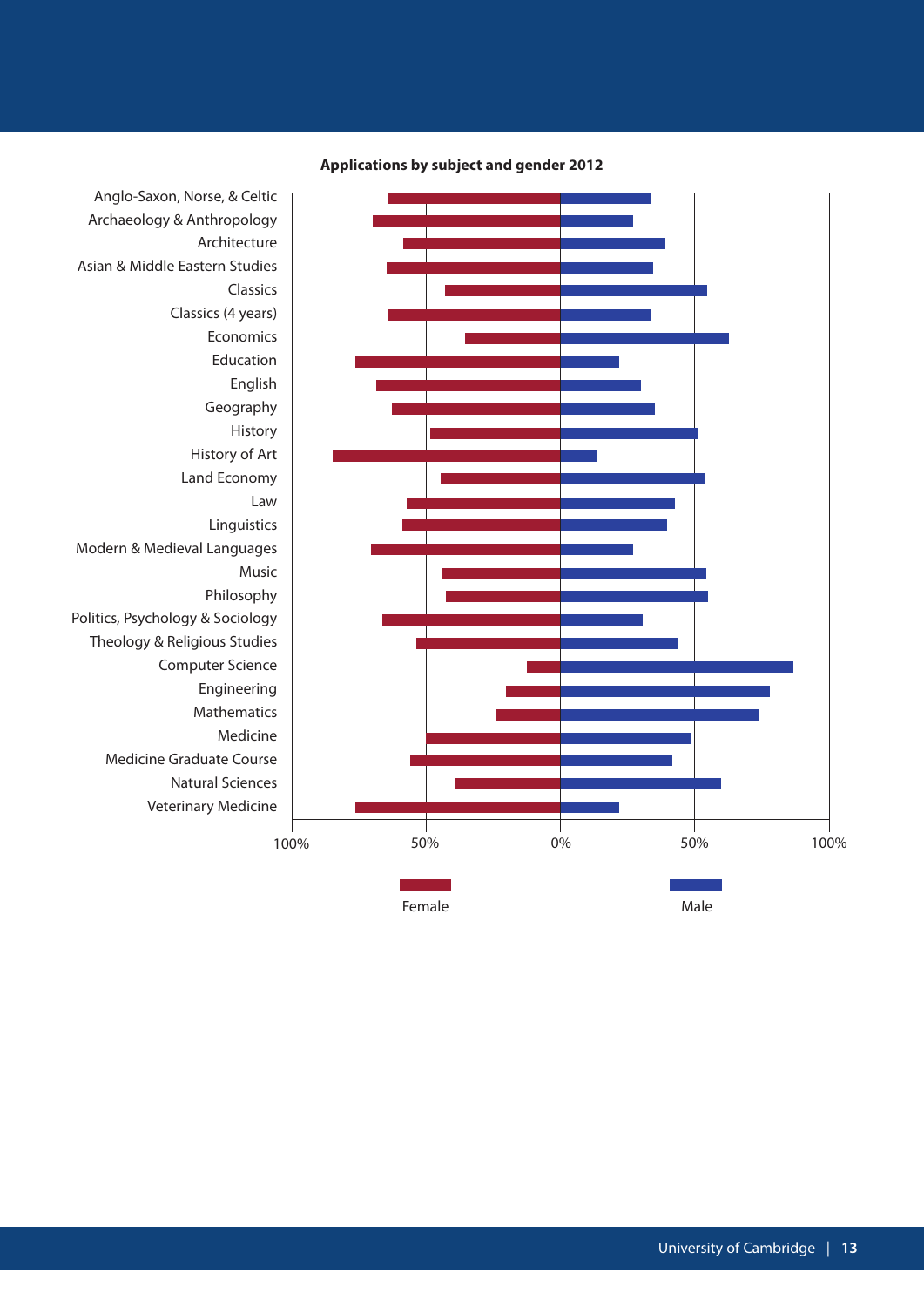**Applications by subject and gender 2012**

Anglo-Saxon, Norse, & Celtic
Archaeology & Anthropology
Architecture
Asian & Middle Eastern Studies
Classics
Classics (4 years)
Economics
Education
English
Geography
History
History of Art
Land Economy
Law
Linguistics
Modern & Medieval Languages
Music
Philosophy
Politics, Psychology & Sociology
Theology & Religious Studies
Computer Science
Engineering
Mathematics
Medicine
Medicine Graduate Course
Natural Sciences
Veterinary Medicine

100% 50% 0% 50% 100%

Female Male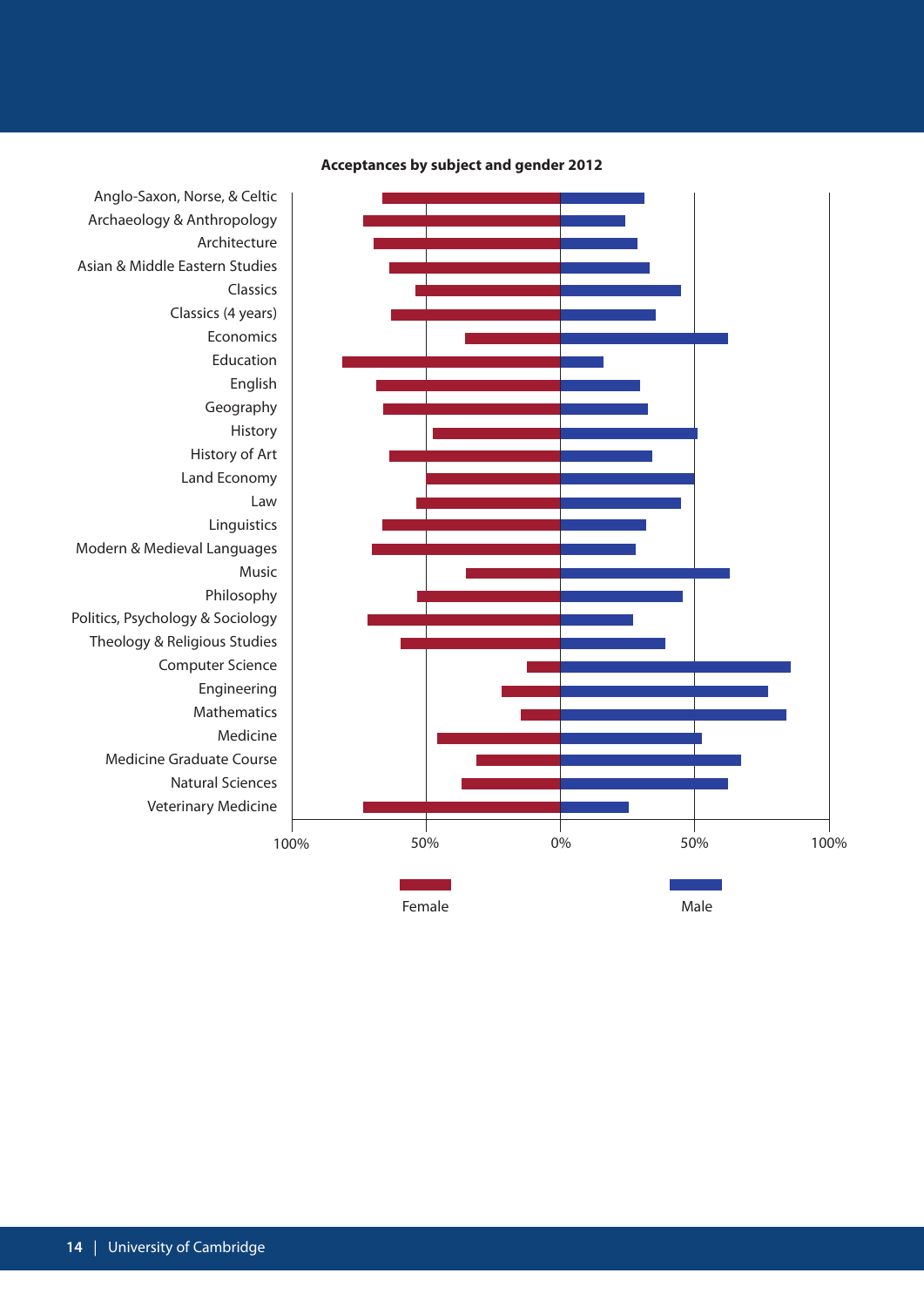**Acceptances by subject and gender 2012**

Anglo-Saxon, Norse, & Celtic
Archaeology & Anthropology
Architecture
Asian & Middle Eastern Studies
Classics
Classics (4 years)
Economics
Education
English
Geography
History
History of Art
Land Economy
Law
Linguistics
Modern & Medieval Languages
Music
Philosophy
Politics, Psychology & Sociology
Theology & Religious Studies
Computer Science
Engineering
Mathematics
Medicine
Medicine Graduate Course
Natural Sciences
Veterinary Medicine

100% 50% 0% 50% 100%

Female Male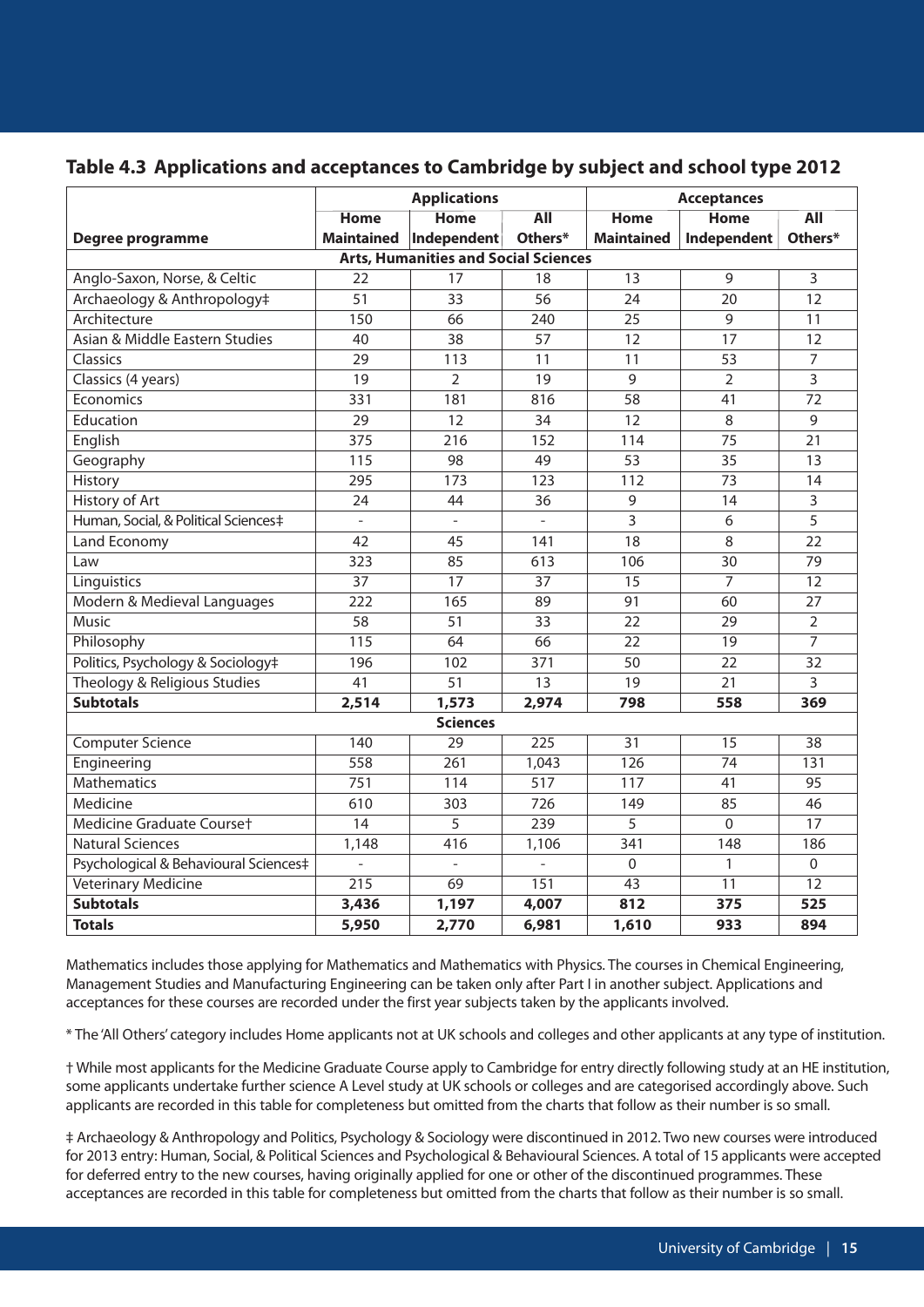## Table 4.3 Applications and acceptances to Cambridge by subject and school type 2012

| Degree programme | Applications | | | Acceptances | | |
|---|---|---|---|---|---|---|
| | Home Maintained | Home Independent | All Others* | Home Maintained | Home Independent | All Others* |
| **Arts, Humanities and Social Sciences** | | | | | | |
| Anglo-Saxon, Norse, & Celtic | 22 | 17 | 18 | 13 | 9 | 3 |
| Archaeology & Anthropology‡ | 51 | 33 | 56 | 24 | 20 | 12 |
| Architecture | 150 | 66 | 240 | 25 | 9 | 11 |
| Asian & Middle Eastern Studies | 40 | 38 | 57 | 12 | 17 | 12 |
| Classics | 29 | 113 | 11 | 11 | 53 | 7 |
| Classics (4 years) | 19 | 2 | 19 | 9 | 2 | 3 |
| Economics | 331 | 181 | 816 | 58 | 41 | 72 |
| Education | 29 | 12 | 34 | 12 | 8 | 9 |
| English | 375 | 216 | 152 | 114 | 75 | 21 |
| Geography | 115 | 98 | 49 | 53 | 35 | 13 |
| History | 295 | 173 | 123 | 112 | 73 | 14 |
| History of Art | 24 | 44 | 36 | 9 | 14 | 3 |
| Human, Social, & Political Sciences‡ | - | - | - | 3 | 6 | 5 |
| Land Economy | 42 | 45 | 141 | 18 | 8 | 22 |
| Law | 323 | 85 | 613 | 106 | 30 | 79 |
| Linguistics | 37 | 17 | 37 | 15 | 7 | 12 |
| Modern & Medieval Languages | 222 | 165 | 89 | 91 | 60 | 27 |
| Music | 58 | 51 | 33 | 22 | 29 | 2 |
| Philosophy | 115 | 64 | 66 | 22 | 19 | 7 |
| Politics, Psychology & Sociology‡ | 196 | 102 | 371 | 50 | 22 | 32 |
| Theology & Religious Studies | 41 | 51 | 13 | 19 | 21 | 3 |
| **Subtotals** | **2,514** | **1,573** | **2,974** | **798** | **558** | **369** |
| **Sciences** | | | | | | |
| Computer Science | 140 | 29 | 225 | 31 | 15 | 38 |
| Engineering | 558 | 261 | 1,043 | 126 | 74 | 131 |
| Mathematics | 751 | 114 | 517 | 117 | 41 | 95 |
| Medicine | 610 | 303 | 726 | 149 | 85 | 46 |
| Medicine Graduate Course† | 14 | 5 | 239 | 5 | 0 | 17 |
| Natural Sciences | 1,148 | 416 | 1,106 | 341 | 148 | 186 |
| Psychological & Behavioural Sciences‡ | - | - | - | 0 | 1 | 0 |
| Veterinary Medicine | 215 | 69 | 151 | 43 | 11 | 12 |
| **Subtotals** | **3,436** | **1,197** | **4,007** | **812** | **375** | **525** |
| **Totals** | **5,950** | **2,770** | **6,981** | **1,610** | **933** | **894** |

Mathematics includes those applying for Mathematics and Mathematics with Physics. The courses in Chemical Engineering, Management Studies and Manufacturing Engineering can be taken only after Part I in another subject. Applications and acceptances for these courses are recorded under the first year subjects taken by the applicants involved.

* The 'All Others' category includes Home applicants not at UK schools and colleges and other applicants at any type of institution.

† While most applicants for the Medicine Graduate Course apply to Cambridge for entry directly following study at an HE institution, some applicants undertake further science A Level study at UK schools or colleges and are categorised accordingly above. Such applicants are recorded in this table for completeness but omitted from the charts that follow as their number is so small.

‡ Archaeology & Anthropology and Politics, Psychology & Sociology were discontinued in 2012. Two new courses were introduced for 2013 entry: Human, Social, & Political Sciences and Psychological & Behavioural Sciences. A total of 15 applicants were accepted for deferred entry to the new courses, having originally applied for one or other of the discontinued programmes. These acceptances are recorded in this table for completeness but omitted from the charts that follow as their number is so small.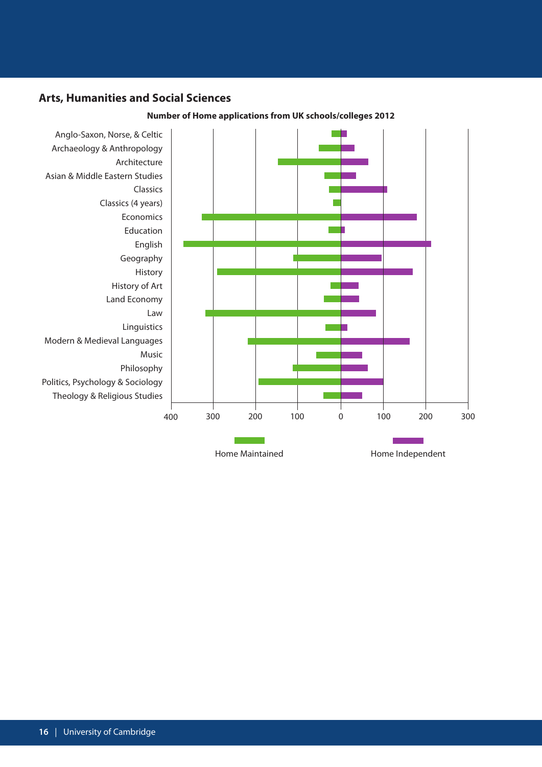## Arts, Humanities and Social Sciences

**Number of Home applications from UK schools/colleges 2012**

Anglo-Saxon, Norse, & Celtic
Archaeology & Anthropology
Architecture
Asian & Middle Eastern Studies
Classics
Classics (4 years)
Economics
Education
English
Geography
History
History of Art
Land Economy
Law
Linguistics
Modern & Medieval Languages
Music
Philosophy
Politics, Psychology & Sociology
Theology & Religious Studies

400 300 200 100 0 100 200 300

Home Maintained

Home Independent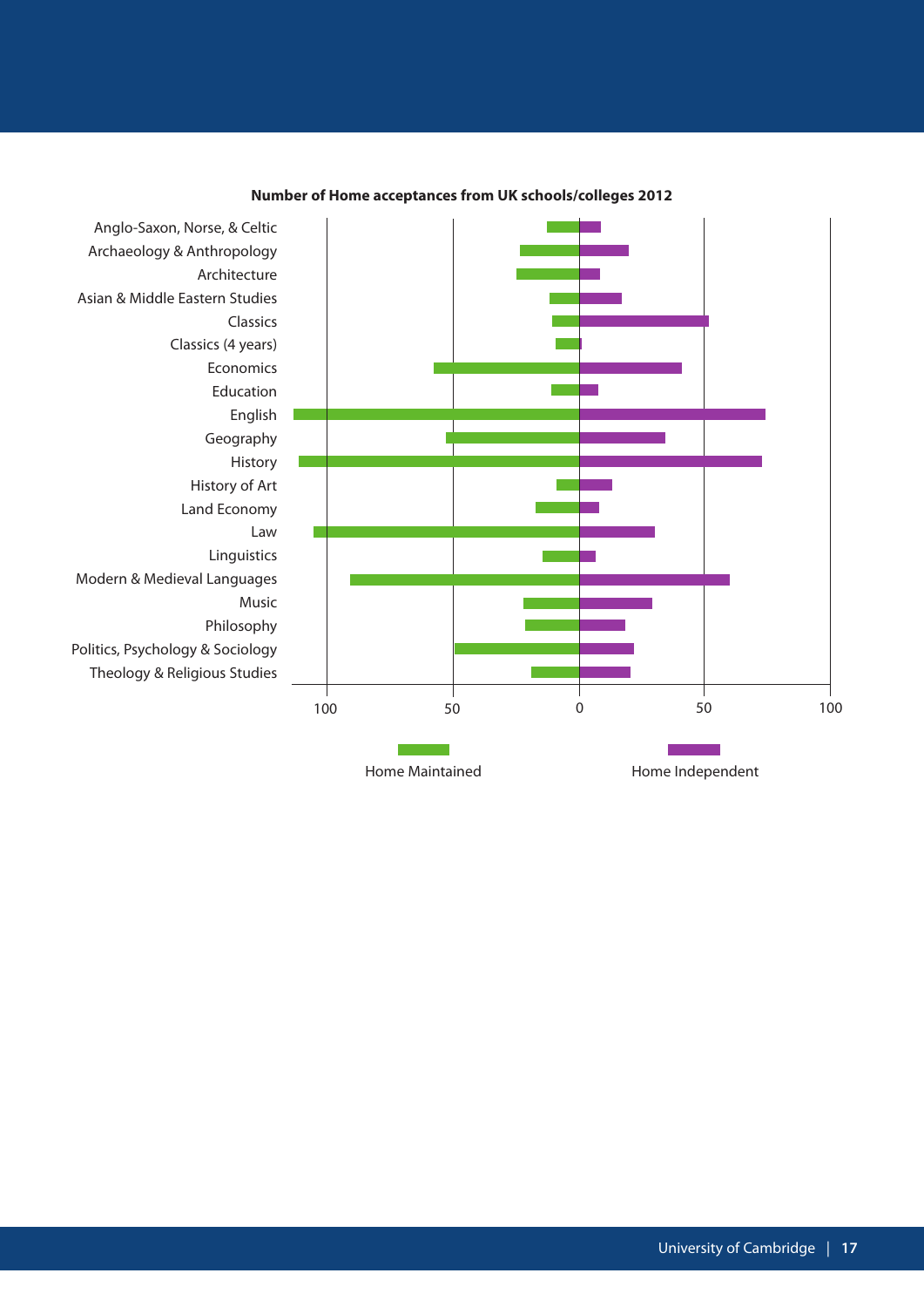**Number of Home acceptances from UK schools/colleges 2012**

Anglo-Saxon, Norse, & Celtic
Archaeology & Anthropology
Architecture
Asian & Middle Eastern Studies
Classics
Classics (4 years)
Economics
Education
English
Geography
History
History of Art
Land Economy
Law
Linguistics
Modern & Medieval Languages
Music
Philosophy
Politics, Psychology & Sociology
Theology & Religious Studies

100 50 0 50 100

Home Maintained Home Independent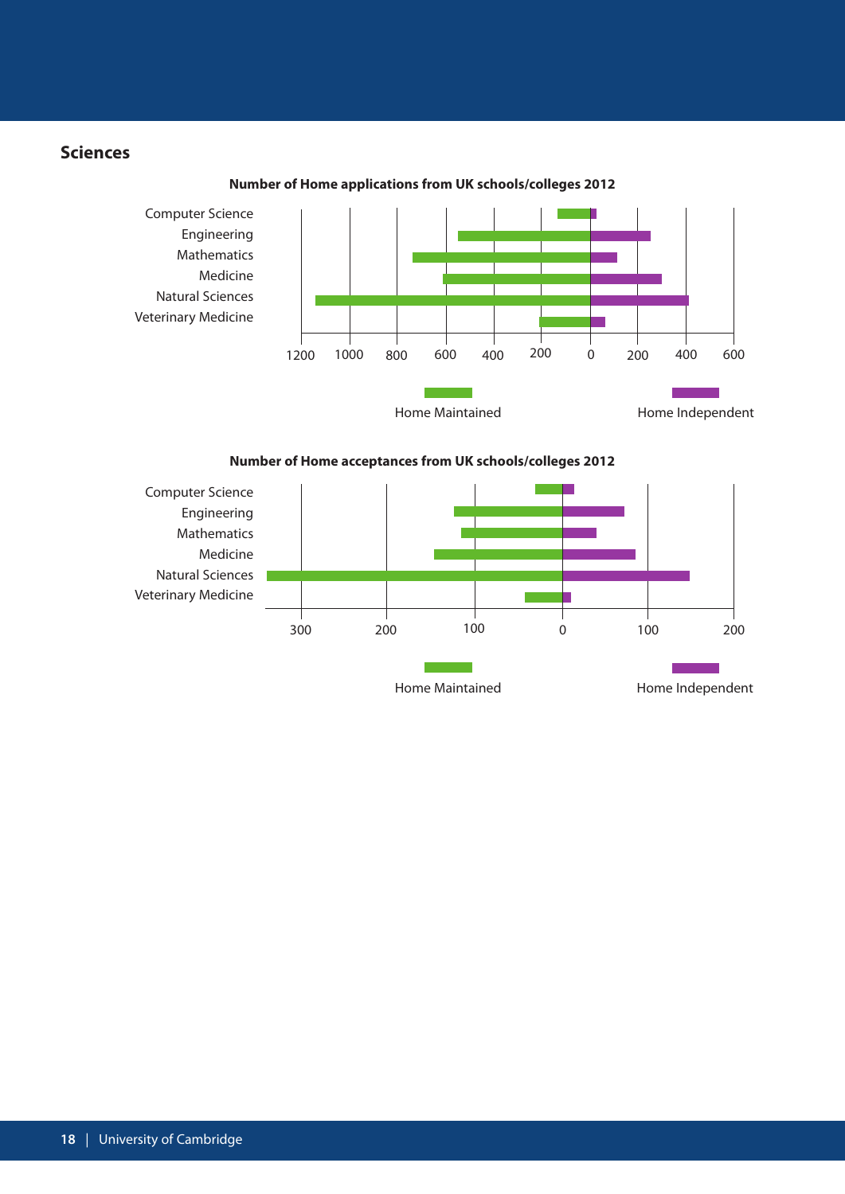## Sciences

**Number of Home applications from UK schools/colleges 2012**

Computer Science
Engineering
Mathematics
Medicine
Natural Sciences
Veterinary Medicine

1200 1000 800 600 400 200 0 200 400 600

Home Maintained

Home Independent

**Number of Home acceptances from UK schools/colleges 2012**

Computer Science
Engineering
Mathematics
Medicine
Natural Sciences
Veterinary Medicine

300 200 100 0 100 200

Home Maintained

Home Independent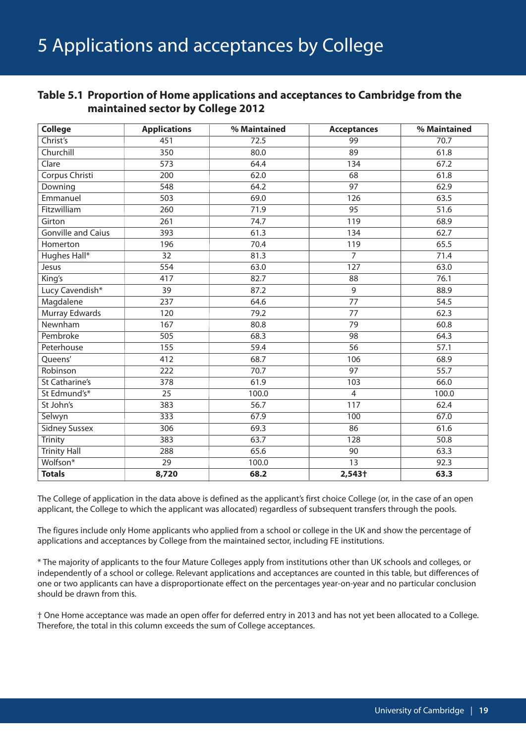# 5 Applications and acceptances by College

## Table 5.1 Proportion of Home applications and acceptances to Cambridge from the maintained sector by College 2012

| College | Applications | % Maintained | Acceptances | % Maintained |
|---|---|---|---|---|
| Christ's | 451 | 72.5 | 99 | 70.7 |
| Churchill | 350 | 80.0 | 89 | 61.8 |
| Clare | 573 | 64.4 | 134 | 67.2 |
| Corpus Christi | 200 | 62.0 | 68 | 61.8 |
| Downing | 548 | 64.2 | 97 | 62.9 |
| Emmanuel | 503 | 69.0 | 126 | 63.5 |
| Fitzwilliam | 260 | 71.9 | 95 | 51.6 |
| Girton | 261 | 74.7 | 119 | 68.9 |
| Gonville and Caius | 393 | 61.3 | 134 | 62.7 |
| Homerton | 196 | 70.4 | 119 | 65.5 |
| Hughes Hall* | 32 | 81.3 | 7 | 71.4 |
| Jesus | 554 | 63.0 | 127 | 63.0 |
| King's | 417 | 82.7 | 88 | 76.1 |
| Lucy Cavendish* | 39 | 87.2 | 9 | 88.9 |
| Magdalene | 237 | 64.6 | 77 | 54.5 |
| Murray Edwards | 120 | 79.2 | 77 | 62.3 |
| Newnham | 167 | 80.8 | 79 | 60.8 |
| Pembroke | 505 | 68.3 | 98 | 64.3 |
| Peterhouse | 155 | 59.4 | 56 | 57.1 |
| Queens' | 412 | 68.7 | 106 | 68.9 |
| Robinson | 222 | 70.7 | 97 | 55.7 |
| St Catharine's | 378 | 61.9 | 103 | 66.0 |
| St Edmund's* | 25 | 100.0 | 4 | 100.0 |
| St John's | 383 | 56.7 | 117 | 62.4 |
| Selwyn | 333 | 67.9 | 100 | 67.0 |
| Sidney Sussex | 306 | 69.3 | 86 | 61.6 |
| Trinity | 383 | 63.7 | 128 | 50.8 |
| Trinity Hall | 288 | 65.6 | 90 | 63.3 |
| Wolfson* | 29 | 100.0 | 13 | 92.3 |
| **Totals** | **8,720** | **68.2** | **2,543†** | **63.3** |

The College of application in the data above is defined as the applicant's first choice College (or, in the case of an open applicant, the College to which the applicant was allocated) regardless of subsequent transfers through the pools.

The figures include only Home applicants who applied from a school or college in the UK and show the percentage of applications and acceptances by College from the maintained sector, including FE institutions.

* The majority of applicants to the four Mature Colleges apply from institutions other than UK schools and colleges, or independently of a school or college. Relevant applications and acceptances are counted in this table, but differences of one or two applicants can have a disproportionate effect on the percentages year-on-year and no particular conclusion should be drawn from this.

† One Home acceptance was made an open offer for deferred entry in 2013 and has not yet been allocated to a College. Therefore, the total in this column exceeds the sum of College acceptances.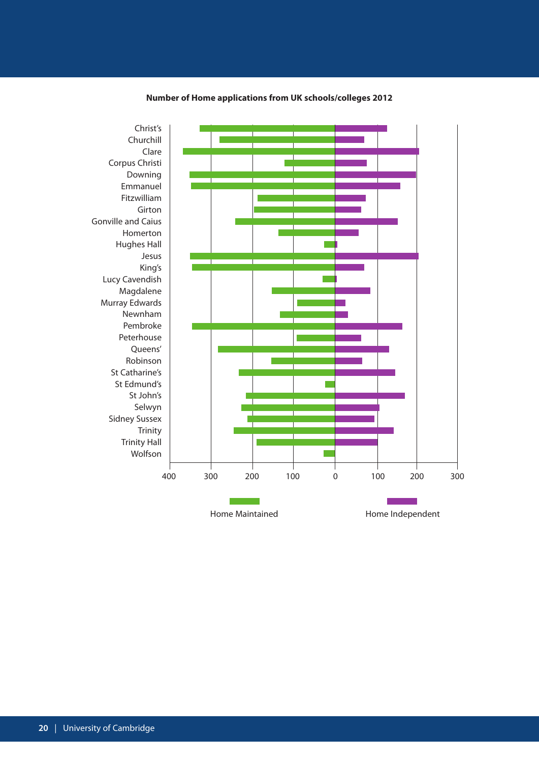**Number of Home applications from UK schools/colleges 2012**

Christ's
Churchill
Clare
Corpus Christi
Downing
Emmanuel
Fitzwilliam
Girton
Gonville and Caius
Homerton
Hughes Hall
Jesus
King's
Lucy Cavendish
Magdalene
Murray Edwards
Newnham
Pembroke
Peterhouse
Queens'
Robinson
St Catharine's
St Edmund's
St John's
Selwyn
Sidney Sussex
Trinity
Trinity Hall
Wolfson

400 300 200 100 0 100 200 300

Home Maintained

Home Independent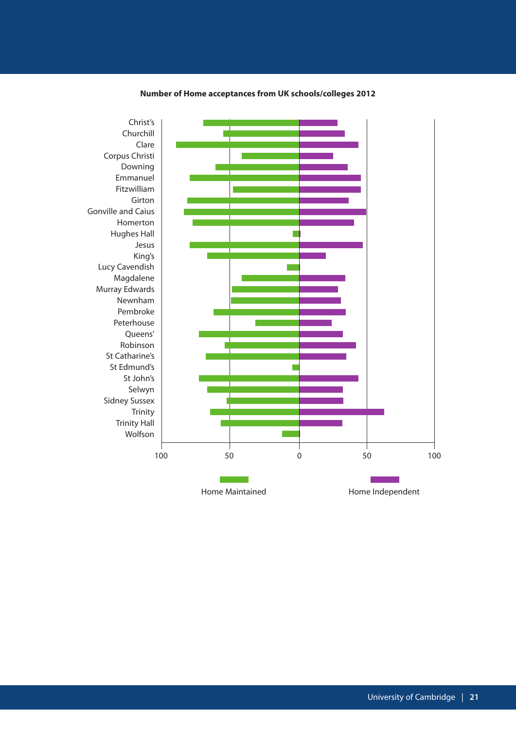**Number of Home acceptances from UK schools/colleges 2012**

Christ's
Churchill
Clare
Corpus Christi
Downing
Emmanuel
Fitzwilliam
Girton
Gonville and Caius
Homerton
Hughes Hall
Jesus
King's
Lucy Cavendish
Magdalene
Murray Edwards
Newnham
Pembroke
Peterhouse
Queens'
Robinson
St Catharine's
St Edmund's
St John's
Selwyn
Sidney Sussex
Trinity
Trinity Hall
Wolfson

100 50 0 50 100

Home Maintained

Home Independent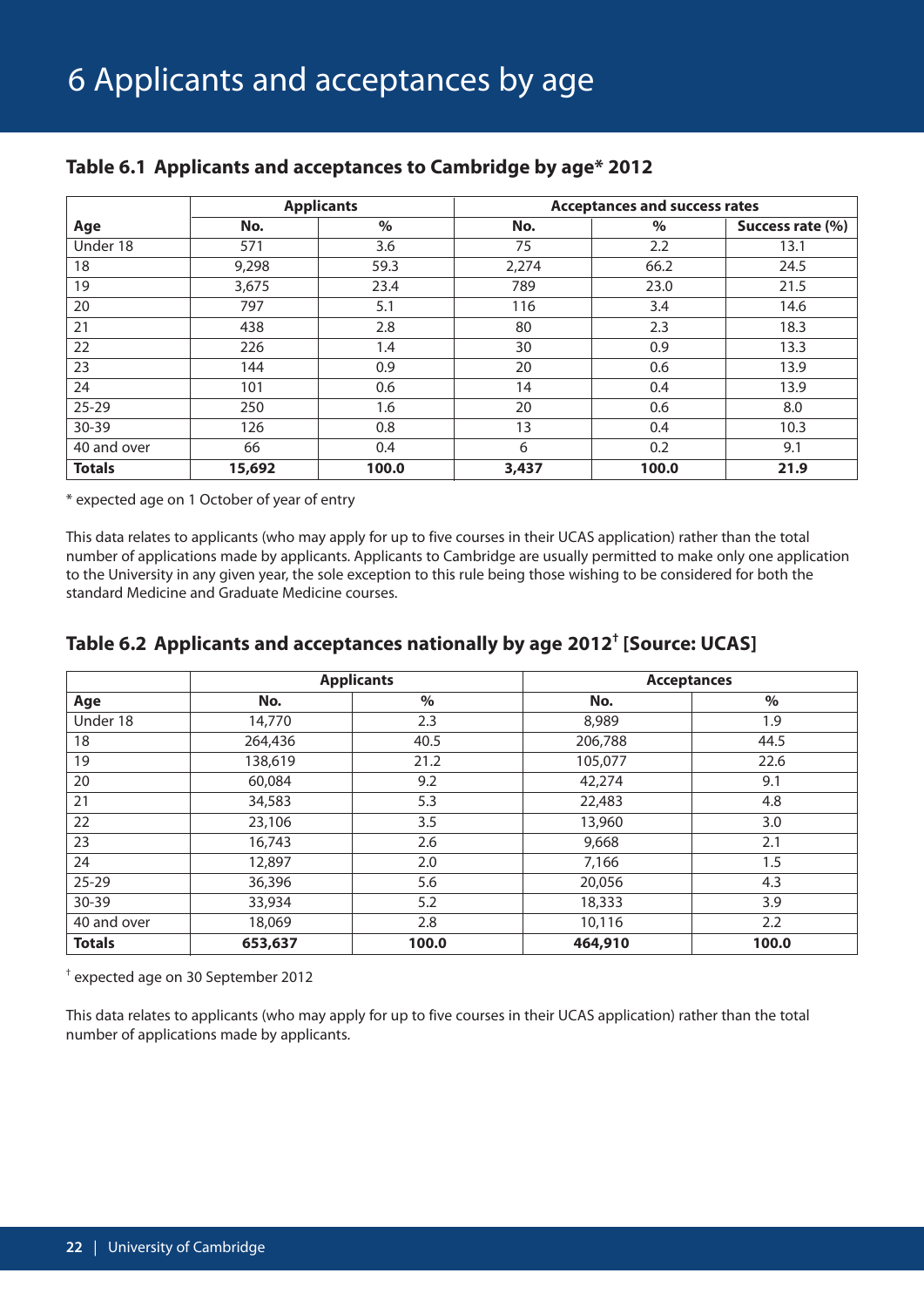# 6 Applicants and acceptances by age

## Table 6.1 Applicants and acceptances to Cambridge by age* 2012

| | Applicants | | Acceptances and success rates | | |
|---|---|---|---|---|---|
| **Age** | **No.** | **%** | **No.** | **%** | **Success rate (%)** |
| Under 18 | 571 | 3.6 | 75 | 2.2 | 13.1 |
| 18 | 9,298 | 59.3 | 2,274 | 66.2 | 24.5 |
| 19 | 3,675 | 23.4 | 789 | 23.0 | 21.5 |
| 20 | 797 | 5.1 | 116 | 3.4 | 14.6 |
| 21 | 438 | 2.8 | 80 | 2.3 | 18.3 |
| 22 | 226 | 1.4 | 30 | 0.9 | 13.3 |
| 23 | 144 | 0.9 | 20 | 0.6 | 13.9 |
| 24 | 101 | 0.6 | 14 | 0.4 | 13.9 |
| 25-29 | 250 | 1.6 | 20 | 0.6 | 8.0 |
| 30-39 | 126 | 0.8 | 13 | 0.4 | 10.3 |
| 40 and over | 66 | 0.4 | 6 | 0.2 | 9.1 |
| **Totals** | **15,692** | **100.0** | **3,437** | **100.0** | **21.9** |

* expected age on 1 October of year of entry

This data relates to applicants (who may apply for up to five courses in their UCAS application) rather than the total number of applications made by applicants. Applicants to Cambridge are usually permitted to make only one application to the University in any given year, the sole exception to this rule being those wishing to be considered for both the standard Medicine and Graduate Medicine courses.

## Table 6.2 Applicants and acceptances nationally by age 2012† [Source: UCAS]

| | Applicants | | Acceptances | |
|---|---|---|---|---|
| **Age** | **No.** | **%** | **No.** | **%** |
| Under 18 | 14,770 | 2.3 | 8,989 | 1.9 |
| 18 | 264,436 | 40.5 | 206,788 | 44.5 |
| 19 | 138,619 | 21.2 | 105,077 | 22.6 |
| 20 | 60,084 | 9.2 | 42,274 | 9.1 |
| 21 | 34,583 | 5.3 | 22,483 | 4.8 |
| 22 | 23,106 | 3.5 | 13,960 | 3.0 |
| 23 | 16,743 | 2.6 | 9,668 | 2.1 |
| 24 | 12,897 | 2.0 | 7,166 | 1.5 |
| 25-29 | 36,396 | 5.6 | 20,056 | 4.3 |
| 30-39 | 33,934 | 5.2 | 18,333 | 3.9 |
| 40 and over | 18,069 | 2.8 | 10,116 | 2.2 |
| **Totals** | **653,637** | **100.0** | **464,910** | **100.0** |

† expected age on 30 September 2012

This data relates to applicants (who may apply for up to five courses in their UCAS application) rather than the total number of applications made by applicants.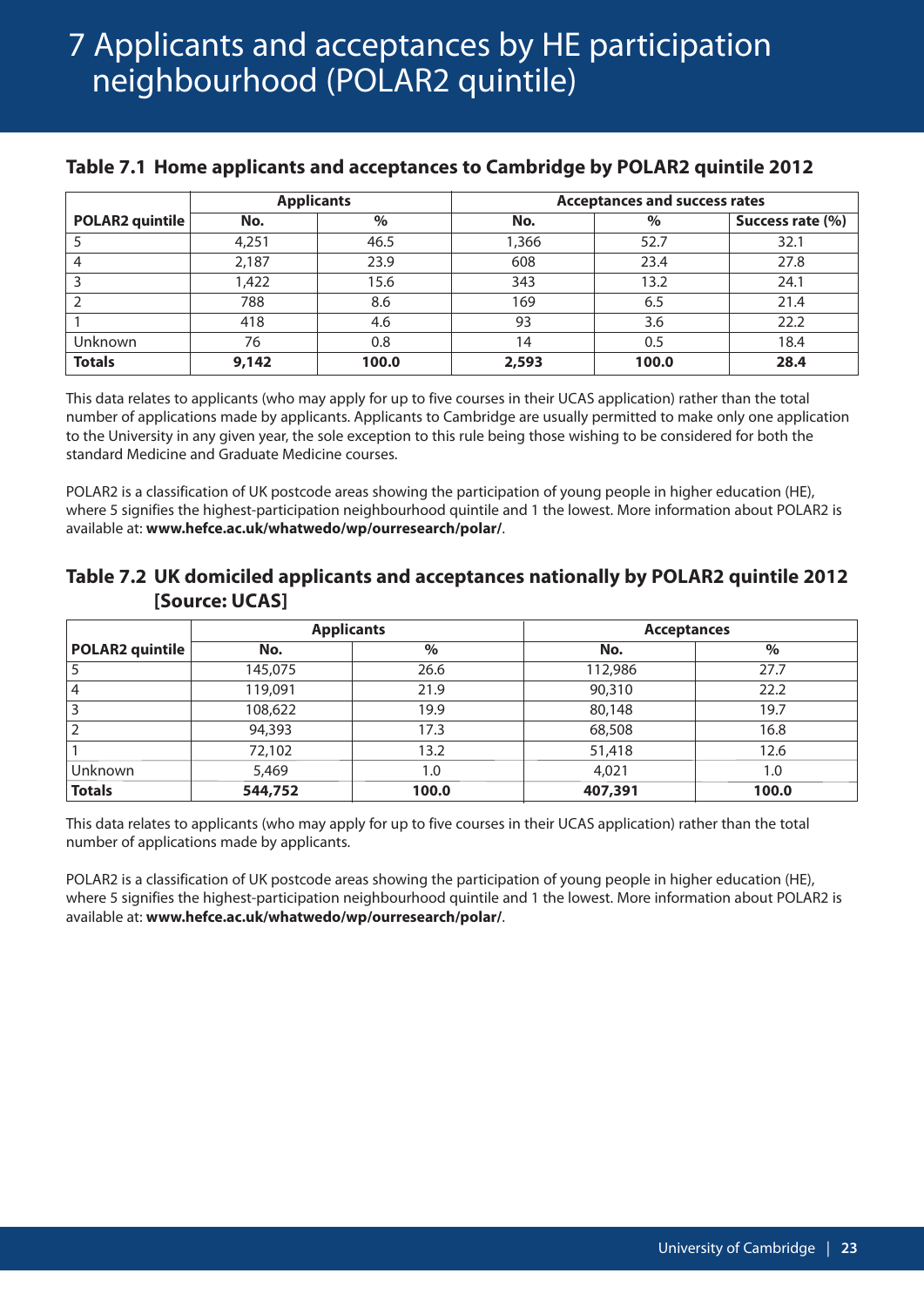# 7 Applicants and acceptances by HE participation neighbourhood (POLAR2 quintile)

### Table 7.1 Home applicants and acceptances to Cambridge by POLAR2 quintile 2012

| | Applicants | | Acceptances and success rates | | |
|---|---|---|---|---|---|
| **POLAR2 quintile** | **No.** | **%** | **No.** | **%** | **Success rate (%)** |
| 5 | 4,251 | 46.5 | 1,366 | 52.7 | 32.1 |
| 4 | 2,187 | 23.9 | 608 | 23.4 | 27.8 |
| 3 | 1,422 | 15.6 | 343 | 13.2 | 24.1 |
| 2 | 788 | 8.6 | 169 | 6.5 | 21.4 |
| 1 | 418 | 4.6 | 93 | 3.6 | 22.2 |
| Unknown | 76 | 0.8 | 14 | 0.5 | 18.4 |
| **Totals** | **9,142** | **100.0** | **2,593** | **100.0** | **28.4** |

This data relates to applicants (who may apply for up to five courses in their UCAS application) rather than the total number of applications made by applicants. Applicants to Cambridge are usually permitted to make only one application to the University in any given year, the sole exception to this rule being those wishing to be considered for both the standard Medicine and Graduate Medicine courses.

POLAR2 is a classification of UK postcode areas showing the participation of young people in higher education (HE), where 5 signifies the highest-participation neighbourhood quintile and 1 the lowest. More information about POLAR2 is available at: **www.hefce.ac.uk/whatwedo/wp/ourresearch/polar/**.

### Table 7.2 UK domiciled applicants and acceptances nationally by POLAR2 quintile 2012 [Source: UCAS]

| | Applicants | | Acceptances | |
|---|---|---|---|---|
| **POLAR2 quintile** | **No.** | **%** | **No.** | **%** |
| 5 | 145,075 | 26.6 | 112,986 | 27.7 |
| 4 | 119,091 | 21.9 | 90,310 | 22.2 |
| 3 | 108,622 | 19.9 | 80,148 | 19.7 |
| 2 | 94,393 | 17.3 | 68,508 | 16.8 |
| 1 | 72,102 | 13.2 | 51,418 | 12.6 |
| Unknown | 5,469 | 1.0 | 4,021 | 1.0 |
| **Totals** | **544,752** | **100.0** | **407,391** | **100.0** |

This data relates to applicants (who may apply for up to five courses in their UCAS application) rather than the total number of applications made by applicants.

POLAR2 is a classification of UK postcode areas showing the participation of young people in higher education (HE), where 5 signifies the highest-participation neighbourhood quintile and 1 the lowest. More information about POLAR2 is available at: **www.hefce.ac.uk/whatwedo/wp/ourresearch/polar/**.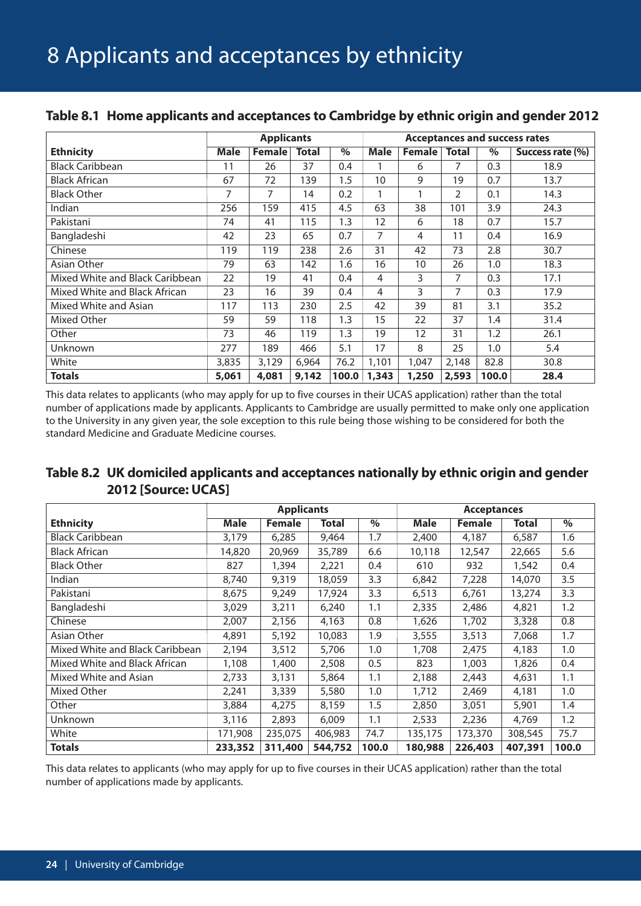# 8 Applicants and acceptances by ethnicity

## Table 8.1 Home applicants and acceptances to Cambridge by ethnic origin and gender 2012

| | Applicants | | | | Acceptances and success rates | | | | |
|---|---|---|---|---|---|---|---|---|---|
| **Ethnicity** | **Male** | **Female** | **Total** | **%** | **Male** | **Female** | **Total** | **%** | **Success rate (%)** |
| Black Caribbean | 11 | 26 | 37 | 0.4 | 1 | 6 | 7 | 0.3 | 18.9 |
| Black African | 67 | 72 | 139 | 1.5 | 10 | 9 | 19 | 0.7 | 13.7 |
| Black Other | 7 | 7 | 14 | 0.2 | 1 | 1 | 2 | 0.1 | 14.3 |
| Indian | 256 | 159 | 415 | 4.5 | 63 | 38 | 101 | 3.9 | 24.3 |
| Pakistani | 74 | 41 | 115 | 1.3 | 12 | 6 | 18 | 0.7 | 15.7 |
| Bangladeshi | 42 | 23 | 65 | 0.7 | 7 | 4 | 11 | 0.4 | 16.9 |
| Chinese | 119 | 119 | 238 | 2.6 | 31 | 42 | 73 | 2.8 | 30.7 |
| Asian Other | 79 | 63 | 142 | 1.6 | 16 | 10 | 26 | 1.0 | 18.3 |
| Mixed White and Black Caribbean | 22 | 19 | 41 | 0.4 | 4 | 3 | 7 | 0.3 | 17.1 |
| Mixed White and Black African | 23 | 16 | 39 | 0.4 | 4 | 3 | 7 | 0.3 | 17.9 |
| Mixed White and Asian | 117 | 113 | 230 | 2.5 | 42 | 39 | 81 | 3.1 | 35.2 |
| Mixed Other | 59 | 59 | 118 | 1.3 | 15 | 22 | 37 | 1.4 | 31.4 |
| Other | 73 | 46 | 119 | 1.3 | 19 | 12 | 31 | 1.2 | 26.1 |
| Unknown | 277 | 189 | 466 | 5.1 | 17 | 8 | 25 | 1.0 | 5.4 |
| White | 3,835 | 3,129 | 6,964 | 76.2 | 1,101 | 1,047 | 2,148 | 82.8 | 30.8 |
| **Totals** | **5,061** | **4,081** | **9,142** | **100.0** | **1,343** | **1,250** | **2,593** | **100.0** | **28.4** |

This data relates to applicants (who may apply for up to five courses in their UCAS application) rather than the total number of applications made by applicants. Applicants to Cambridge are usually permitted to make only one application to the University in any given year, the sole exception to this rule being those wishing to be considered for both the standard Medicine and Graduate Medicine courses.

## Table 8.2 UK domiciled applicants and acceptances nationally by ethnic origin and gender 2012 [Source: UCAS]

| | Applicants | | | | Acceptances | | | |
|---|---|---|---|---|---|---|---|---|
| **Ethnicity** | **Male** | **Female** | **Total** | **%** | **Male** | **Female** | **Total** | **%** |
| Black Caribbean | 3,179 | 6,285 | 9,464 | 1.7 | 2,400 | 4,187 | 6,587 | 1.6 |
| Black African | 14,820 | 20,969 | 35,789 | 6.6 | 10,118 | 12,547 | 22,665 | 5.6 |
| Black Other | 827 | 1,394 | 2,221 | 0.4 | 610 | 932 | 1,542 | 0.4 |
| Indian | 8,740 | 9,319 | 18,059 | 3.3 | 6,842 | 7,228 | 14,070 | 3.5 |
| Pakistani | 8,675 | 9,249 | 17,924 | 3.3 | 6,513 | 6,761 | 13,274 | 3.3 |
| Bangladeshi | 3,029 | 3,211 | 6,240 | 1.1 | 2,335 | 2,486 | 4,821 | 1.2 |
| Chinese | 2,007 | 2,156 | 4,163 | 0.8 | 1,626 | 1,702 | 3,328 | 0.8 |
| Asian Other | 4,891 | 5,192 | 10,083 | 1.9 | 3,555 | 3,513 | 7,068 | 1.7 |
| Mixed White and Black Caribbean | 2,194 | 3,512 | 5,706 | 1.0 | 1,708 | 2,475 | 4,183 | 1.0 |
| Mixed White and Black African | 1,108 | 1,400 | 2,508 | 0.5 | 823 | 1,003 | 1,826 | 0.4 |
| Mixed White and Asian | 2,733 | 3,131 | 5,864 | 1.1 | 2,188 | 2,443 | 4,631 | 1.1 |
| Mixed Other | 2,241 | 3,339 | 5,580 | 1.0 | 1,712 | 2,469 | 4,181 | 1.0 |
| Other | 3,884 | 4,275 | 8,159 | 1.5 | 2,850 | 3,051 | 5,901 | 1.4 |
| Unknown | 3,116 | 2,893 | 6,009 | 1.1 | 2,533 | 2,236 | 4,769 | 1.2 |
| White | 171,908 | 235,075 | 406,983 | 74.7 | 135,175 | 173,370 | 308,545 | 75.7 |
| **Totals** | **233,352** | **311,400** | **544,752** | **100.0** | **180,988** | **226,403** | **407,391** | **100.0** |

This data relates to applicants (who may apply for up to five courses in their UCAS application) rather than the total number of applications made by applicants.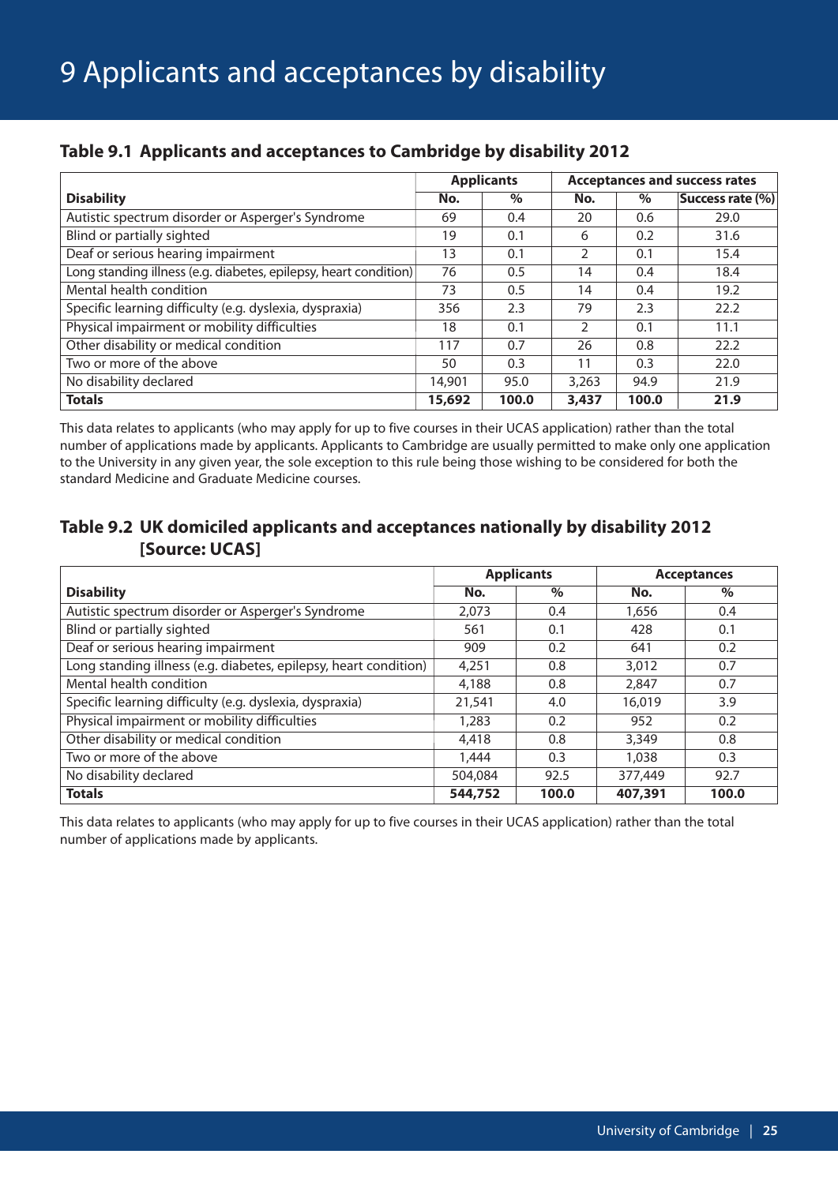# 9 Applicants and acceptances by disability

## Table 9.1 Applicants and acceptances to Cambridge by disability 2012

| | Applicants | | Acceptances and success rates | | |
|---|---|---|---|---|---|
| **Disability** | **No.** | **%** | **No.** | **%** | **Success rate (%)** |
| Autistic spectrum disorder or Asperger's Syndrome | 69 | 0.4 | 20 | 0.6 | 29.0 |
| Blind or partially sighted | 19 | 0.1 | 6 | 0.2 | 31.6 |
| Deaf or serious hearing impairment | 13 | 0.1 | 2 | 0.1 | 15.4 |
| Long standing illness (e.g. diabetes, epilepsy, heart condition) | 76 | 0.5 | 14 | 0.4 | 18.4 |
| Mental health condition | 73 | 0.5 | 14 | 0.4 | 19.2 |
| Specific learning difficulty (e.g. dyslexia, dyspraxia) | 356 | 2.3 | 79 | 2.3 | 22.2 |
| Physical impairment or mobility difficulties | 18 | 0.1 | 2 | 0.1 | 11.1 |
| Other disability or medical condition | 117 | 0.7 | 26 | 0.8 | 22.2 |
| Two or more of the above | 50 | 0.3 | 11 | 0.3 | 22.0 |
| No disability declared | 14,901 | 95.0 | 3,263 | 94.9 | 21.9 |
| **Totals** | **15,692** | **100.0** | **3,437** | **100.0** | **21.9** |

This data relates to applicants (who may apply for up to five courses in their UCAS application) rather than the total number of applications made by applicants. Applicants to Cambridge are usually permitted to make only one application to the University in any given year, the sole exception to this rule being those wishing to be considered for both the standard Medicine and Graduate Medicine courses.

## Table 9.2 UK domiciled applicants and acceptances nationally by disability 2012 [Source: UCAS]

| | Applicants | | Acceptances | |
|---|---|---|---|---|
| **Disability** | **No.** | **%** | **No.** | **%** |
| Autistic spectrum disorder or Asperger's Syndrome | 2,073 | 0.4 | 1,656 | 0.4 |
| Blind or partially sighted | 561 | 0.1 | 428 | 0.1 |
| Deaf or serious hearing impairment | 909 | 0.2 | 641 | 0.2 |
| Long standing illness (e.g. diabetes, epilepsy, heart condition) | 4,251 | 0.8 | 3,012 | 0.7 |
| Mental health condition | 4,188 | 0.8 | 2,847 | 0.7 |
| Specific learning difficulty (e.g. dyslexia, dyspraxia) | 21,541 | 4.0 | 16,019 | 3.9 |
| Physical impairment or mobility difficulties | 1,283 | 0.2 | 952 | 0.2 |
| Other disability or medical condition | 4,418 | 0.8 | 3,349 | 0.8 |
| Two or more of the above | 1,444 | 0.3 | 1,038 | 0.3 |
| No disability declared | 504,084 | 92.5 | 377,449 | 92.7 |
| **Totals** | **544,752** | **100.0** | **407,391** | **100.0** |

This data relates to applicants (who may apply for up to five courses in their UCAS application) rather than the total number of applications made by applicants.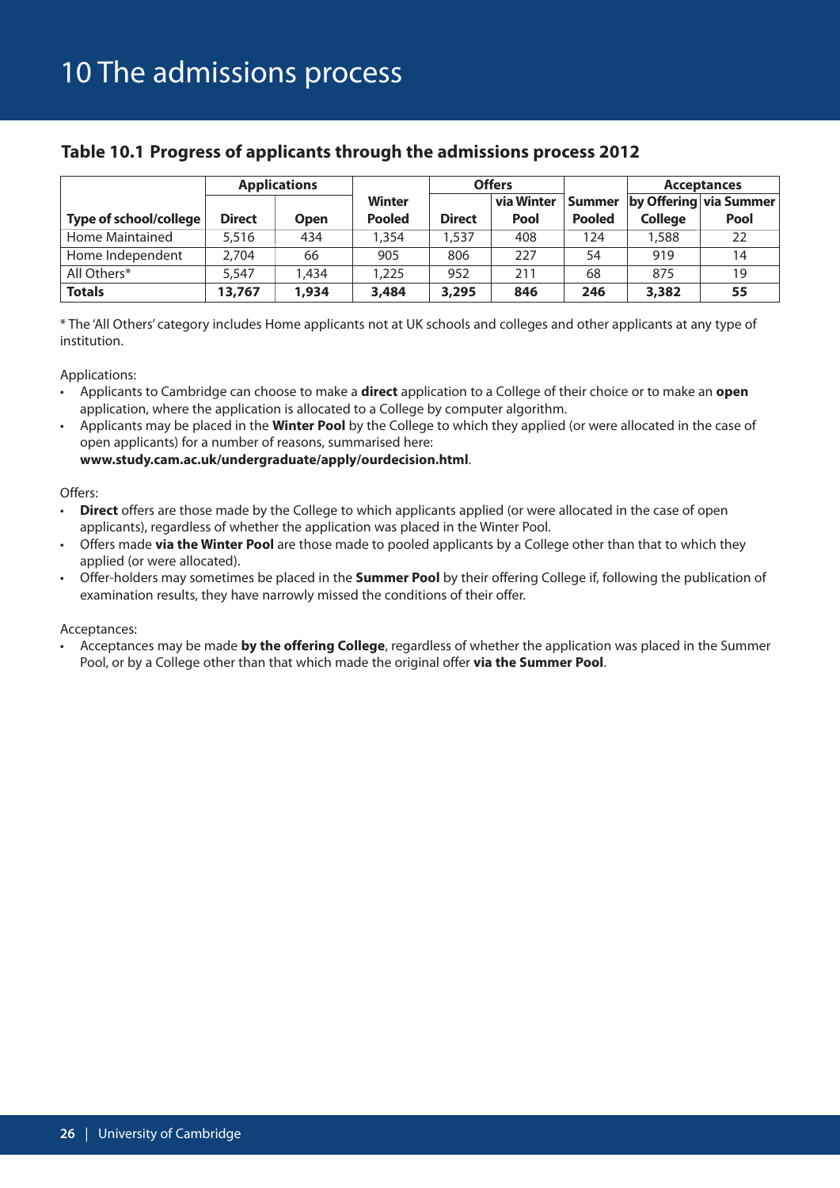# 10 The admissions process

## Table 10.1 Progress of applicants through the admissions process 2012

| Type of school/college | Applications | | Winter Pooled | Offers | | Summer Pooled | Acceptances | |
|---|---|---|---|---|---|---|---|---|
| | Direct | Open | | Direct | via Winter Pool | | by Offering College | via Summer Pool |
| Home Maintained | 5,516 | 434 | 1,354 | 1,537 | 408 | 124 | 1,588 | 22 |
| Home Independent | 2,704 | 66 | 905 | 806 | 227 | 54 | 919 | 14 |
| All Others* | 5,547 | 1,434 | 1,225 | 952 | 211 | 68 | 875 | 19 |
| **Totals** | **13,767** | **1,934** | **3,484** | **3,295** | **846** | **246** | **3,382** | **55** |

* The 'All Others' category includes Home applicants not at UK schools and colleges and other applicants at any type of institution.

Applications:

- Applicants to Cambridge can choose to make a **direct** application to a College of their choice or to make an **open** application, where the application is allocated to a College by computer algorithm.
- Applicants may be placed in the **Winter Pool** by the College to which they applied (or were allocated in the case of open applicants) for a number of reasons, summarised here: **www.study.cam.ac.uk/undergraduate/apply/ourdecision.html**.

Offers:

- **Direct** offers are those made by the College to which applicants applied (or were allocated in the case of open applicants), regardless of whether the application was placed in the Winter Pool.
- Offers made **via the Winter Pool** are those made to pooled applicants by a College other than that to which they applied (or were allocated).
- Offer-holders may sometimes be placed in the **Summer Pool** by their offering College if, following the publication of examination results, they have narrowly missed the conditions of their offer.

Acceptances:

- Acceptances may be made **by the offering College**, regardless of whether the application was placed in the Summer Pool, or by a College other than that which made the original offer **via the Summer Pool**.